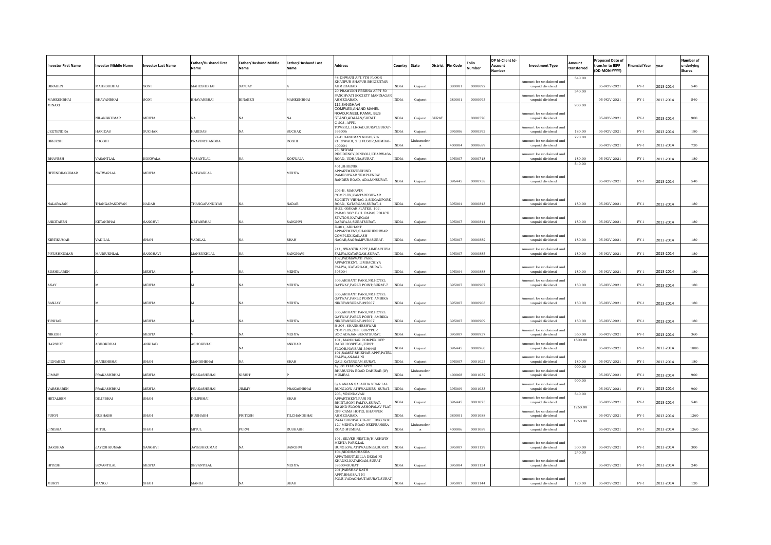| Investor First Name | Investor Middle Name | Investor Last Name | Father/Husband First Name | Father/Husband Middle Name | Father/Husband Last Name | Address | Country | State | District | Pin Code | Folio Number | DP Id-Client Id-Account Number | Investment Type | Amount transferred | Proposed Date of transfer to IEPF (DD-MON-YYYY) | Financial Year | year | Number of underlying Shares |
|---|---|---|---|---|---|---|---|---|---|---|---|---|---|---|---|---|---|---|
| BINABEN | MAHESHBHAI | SONI | MAHESHBHAI | SANJAY | A | 48 DHWANI APT.7TH FLOOR KHANPUR SHAPUR BHIGENTAR AHMEDABAD | INDIA | Gujarat | | 380001 | 0000092 | | Amount for unclaimed and unpaid dividend | 540.00 | 05-NOV-2021 | FY-1 | 2013-2014 | 540 |
| MAHESHBHAI | BHAVANBHAI | SONI | BHAVANBHAI | BINABEN | MAHESHBHAI | 20 PRAMUKH PRERNA APPT 50 PANCHVATI SOCIETY MANINAGAR AHMEDABAD. | INDIA | Gujarat | | 380001 | 0000095 | | Amount for unclaimed and unpaid dividend | 540.00 | 05-NOV-2021 | FY-1 | 2013-2014 | 540 |
| MINAXI | NILANGKUMAR | MEHTA | NA | NA | NA | 112,SANGHAVI COMPLEX,ANAND MAHEL ROAD,R.NEEL KAMAL BUS STAND,ADAJAN,SURAT. | INDIA | Gujarat | SURAT | | 0000570 | | Amount for unclaimed and unpaid dividend | 900.00 | 05-NOV-2021 | FY-1 | 2013-2014 | 900 |
| JEETENDRA | HARIDAS | SUCHAK | HARIDAS | NA | SUCHAK | C-203, APPIL TOWER,L.H.ROAD,SURAT.SURAT-395006 | INDIA | Gujarat | | 395006 | 0000592 | | Amount for unclaimed and unpaid dividend | 180.00 | 05-NOV-2021 | FY-1 | 2013-2014 | 180 |
| BRIJESH | PDOSHI | | PRAVINCHANDRA | | DOSHI | 24-B HANUMAN NIVAS,7th KHETWADI, 2rd FLOOR,MUMBAI-400004 | INDIA | Maharashtra | | 400004 | 0000689 | | Amount for unclaimed and unpaid dividend | 720.00 | 05-NOV-2021 | FY-1 | 2013-2014 | 720 |
| BHAVESH | VASANTLAL | KOKWALA | VASANTLAL | NA | KOKWALA | 23, SHYAM RESIDENCY,DINDOLI,KHARWASA ROAD, UDHANA,SURAT. | INDIA | Gujarat | | 395007 | 0000718 | | Amount for unclaimed and unpaid dividend | 180.00 | 05-NOV-2021 | FY-1 | 2013-2014 | 180 |
| HITENDRAKUMAR | NATWARLAL | MEHTA | NATWARLAL | | MEHTA | 401,SHRENIK APPARTMENTBEHIND RAMESHWAR TEMPLENEW RANDER ROAD, ADAJANSURAT. | INDIA | Gujarat | | 396445 | 0000758 | | Amount for unclaimed and unpaid dividend | 540.00 | 05-NOV-2021 | FY-1 | 2013-2014 | 540 |
| NALARAJAN | THANGAPANDIYAN | NADAR | THANGAPANDIYAN | NA | NADAR | 203-B, MAHAVIR COMPLEX,KANTARESHWAR SOCIETY VIBHAG-3,SINGANPORE ROAD, KATARGAM,SURAT-4 | INDIA | Gujarat | | 395004 | 0000843 | | Amount for unclaimed and unpaid dividend | 180.00 | 05-NOV-2021 | FY-1 | 2013-2014 | 180 |
| ANKITABEN | KETANBHAI | SANGHVI | KETANBHAI | NA | SANGHVI | B-32, OMKAR FLATES, 102, PARAS SOC.B/H. PARAS POLICE STATION,KATARGAM DARWAJA,SURATSURAT. | INDIA | Gujarat | | 395007 | 0000844 | | Amount for unclaimed and unpaid dividend | 180.00 | 05-NOV-2021 | FY-1 | 2013-2014 | 180 |
| KIRTIKUMAR | VADILAL | SHAH | VADILAL | NA | SHAH | E-401, ARIHANT APPARTMENT,SHANKHESHWAR COMPLEX,KAILASH NAGAR,SAGRAMPURASURAT. | INDIA | Gujarat | | 395007 | 0000882 | | Amount for unclaimed and unpaid dividend | 180.00 | 05-NOV-2021 | FY-1 | 2013-2014 | 180 |
| PIYUSHKUMAR | MANSUKHLAL | SANGHAVI | MANSUKHLAL | NA | SANGHAVI | 211, SWASTIK APPT,LIMBACHIYA FALIYA,KATARGAM,SURAT. | INDIA | Gujarat | | 395007 | 0000885 | | Amount for unclaimed and unpaid dividend | 180.00 | 05-NOV-2021 | FY-1 | 2013-2014 | 180 |
| SUSHILABEN | A | MEHTA | A | NA | MEHTA | 102,PADMAWATI PARK APPARTMENT, LIMBACHIYA FALIYA, KATARGAM, SURAT-395004 | INDIA | Gujarat | | 395004 | 0000888 | | Amount for unclaimed and unpaid dividend | 180.00 | 05-NOV-2021 | FY-1 | 2013-2014 | 180 |
| AXAY | M | MEHTA | M | NA | MEHTA | 305,ARIHANT PARK,NR.HOTEL GATWAY,PARLE POINT,SURAT-7 | INDIA | Gujarat | | 395007 | 0000907 | | Amount for unclaimed and unpaid dividend | 180.00 | 05-NOV-2021 | FY-1 | 2013-2014 | 180 |
| SANJAY | M | MEHTA | M | NA | MEHTA | 305,ARIHANT PARK,NR.HOTEL GATWAY,PARLE POINT, AMBIKA NIKETANSURAT-395007 | INDIA | Gujarat | | 395007 | 0000908 | | Amount for unclaimed and unpaid dividend | 180.00 | 05-NOV-2021 | FY-1 | 2013-2014 | 180 |
| TUSHAR | M | MEHTA | M | NA | MEHTA | 305,ARIHANT PARK,NR.HOTEL GATWAY,PARLE POINT, AMBIKA NIKETANSURAT-395007 | INDIA | Gujarat | | 395007 | 0000909 | | Amount for unclaimed and unpaid dividend | 180.00 | 05-NOV-2021 | FY-1 | 2013-2014 | 180 |
| NIKESH | V | MEHTA | V | NA | MEHTA | B-304, SHANKHESHWAR COMPLEX,OPP. SURYPUR SOC.ADAJAN,SURATSURAT. | INDIA | Gujarat | | 395007 | 0000937 | | Amount for unclaimed and unpaid dividend | 360.00 | 05-NOV-2021 | FY-1 | 2013-2014 | 360 |
| HARSHIT | ASHOKBHAI | ANKHAD | ASHOKBHAI | NA | ANKHAD | 101, MANOHAR COMPEX,OPP DABU HOSPITAL,FIRST FLOOR,NAVSARI-396445 | INDIA | Gujarat | | 396445 | 0000960 | | Amount for unclaimed and unpaid dividend | 1800.00 | 05-NOV-2021 | FY-1 | 2013-2014 | 1800 |
| JIGNABEN | MANISHBHAI | SHAH | MANISHBHAI | NA | SHAH | 101,SAMET SHIKHAR APPT,PATEL FALIYA,ANJALI NI GALI,KATARGAM.SURAT. | INDIA | Gujarat | | 395007 | 0001025 | | Amount for unclaimed and unpaid dividend | 180.00 | 05-NOV-2021 | FY-1 | 2013-2014 | 180 |
| JIMMY | PRAKASHBHAI | MEHTA | PRAKASHBHAI | NISHIT | P | A/301 BHAIRAVI APPT BHARUCHA ROAD DAHISAR (W) MUMBAI. | INDIA | Maharashtra | | 400068 | 0001032 | | Amount for unclaimed and unpaid dividend | 900.00 | 05-NOV-2021 | FY-1 | 2013-2014 | 900 |
| VARSHABEN | PRAKASHBHAI | MEHTA | PRAKASHBHAI | JIMMY | PRAKASHBHAI | 8/A ANJAN SALAKHA NEAR LAL BUNGLOW ATHWALINES SURAT. | INDIA | Gujarat | | 395009 | 0001033 | | Amount for unclaimed and unpaid dividend | 900.00 | 05-NOV-2021 | FY-1 | 2013-2014 | 900 |
| HETALBEN | DILIPBHAI | SHAH | DILIPBHAI | | SHAH | 203, VRUNDAVAN APPARTMENT,PANI NI BHINT,SONI FALIYA,SURAT. | INDIA | Gujarat | | 396445 | 0001075 | | Amount for unclaimed and unpaid dividend | 540.00 | 05-NOV-2021 | FY-1 | 2013-2014 | 540 |
| PURVI | RUSHABH | SHAH | RUSHABH | PRITESH | TILCHANDBHAI | B2 2ND FLOOR ASHOPALAV FLAT OPP CAMA HOTEL KHANPUR AHMEDABAD. | INDIA | Gujarat | | 380001 | 0001088 | | Amount for unclaimed and unpaid dividend | 1260.00 | 05-NOV-2021 | FY-1 | 2013-2014 | 1260 |
| JINISHA | MITUL | SHAH | MITUL | PURVI | RUSHABH | RAJA SHRIPAL CO-OP. HSG SOC 12J MEHTA ROAD NEEPEANSEA ROAD MUMBAI. | INDIA | Maharashtra | | 400006 | 0001089 | | Amount for unclaimed and unpaid dividend | 1260.00 | 05-NOV-2021 | FY-1 | 2013-2014 | 1260 |
| DARSHAN | JAYESHKUMAR | SANGHVI | JAYESHKUMAR | NA | SANGHVI | 101, SILVER NEST,B/H ASHWIN MEHTA PARK,LAL BUNGLOW,ATHWALINES,SURAT. | INDIA | Gujarat | | 395007 | 0001129 | | Amount for unclaimed and unpaid dividend | 300.00 | 05-NOV-2021 | FY-1 | 2013-2014 | 300 |
| HITESH | SEVANTILAL | MEHTA | SEVANTILAL | | MEHTA | 104,SIDDHACHAKRA APPATMENT,KILLA DESAI NI KHADKI,KATARGAM,SURAT-395004SURAT | INDIA | Gujarat | | 395004 | 0001134 | | Amount for unclaimed and unpaid dividend | 240.00 | 05-NOV-2021 | FY-1 | 2013-2014 | 240 |
| MUKTI | MANOJ | SHAH | MANOJ | NA | SHAH | 201,PARSHAV NATH APPT,BHAISAJI NI POLE,VADACHAUTASURAT.SURAT | INDIA | Gujarat | | 395007 | 0001144 | | Amount for unclaimed and unpaid dividend | 120.00 | 05-NOV-2021 | FY-1 | 2013-2014 | 120 |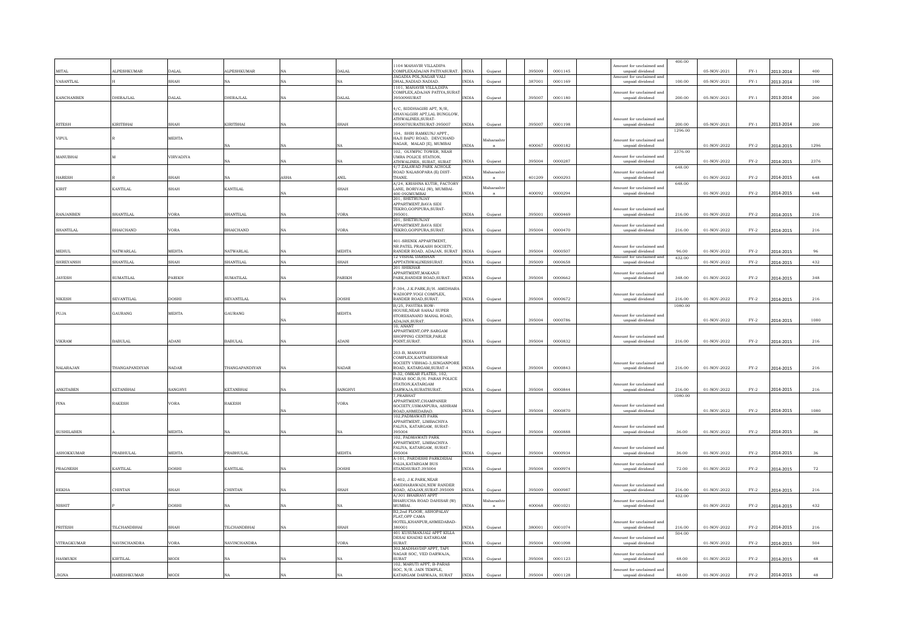| | | | | | | | | | | | | | | | | | | |
|---|---|---|---|---|---|---|---|---|---|---|---|---|---|---|---|---|---|---|
| MITAL | ALPESHKUMAR | DALAL | ALPESHKUMAR | NA | DALAL | 1104 MAHAVIR VILLADIPA COMPLEXADAJAN PATIYASURAT | INDIA | Gujarat | | 395009 | 0001145 | | Amount for unclaimed and unpaid dividend | 400.00 | 05-NOV-2021 | FY-1 | 2013-2014 | 400 |
| VASANTLAL | H | SHAH | NA | NA | NA | JAGADIA POL,NAGAR VALI DHAL,NADIAD.NADIAD. | INDIA | Gujarat | | 387001 | 0001169 | | Amount for unclaimed and unpaid dividend | 100.00 | 05-NOV-2021 | FY-1 | 2013-2014 | 100 |
| KANCHANBEN | DHIRAJLAL | DALAL | DHIRAJLAL | NA | DALAL | 1101, MAHAVIR VILLA,DIPA COMPLEX,ADAJAN PATIYA,SURAT 395009SURAT | INDIA | Gujarat | | 395007 | 0001180 | | Amount for unclaimed and unpaid dividend | 200.00 | 05-NOV-2021 | FY-1 | 2013-2014 | 200 |
| RITESH | KIRITBHAI | SHAH | KIRITBHAI | NA | SHAH | 4/C, SIDDHAGIRI APT, N/R, DHAVALGIRI APT,LAL BUNGLOW, ATHWALINES,SURAT-395007SURATSURAT-395007 | INDIA | Gujarat | | 395007 | 0001198 | | Amount for unclaimed and unpaid dividend | 200.00 | 05-NOV-2021 | FY-1 | 2013-2014 | 200 |
| VIPUL | R | MEHTA | NA | NA | NA | 104, SHRI RAMKUNJ APPT., HAJI BAPU ROAD, DEVCHAND NAGAR, MALAD (E), MUMBAI | INDIA | Maharashtra | | 400067 | 0000182 | | Amount for unclaimed and unpaid dividend | 1296.00 | 01-NOV-2022 | FY-2 | 2014-2015 | 1296 |
| MANUBHAI | M | VIRVADIYA | NA | NA | NA | 102, OLYMPIC TOWER, NEAR UMRA POLICE STATION, ATHWALINES, SURAT, SURAT | INDIA | Gujarat | | 395004 | 0000287 | | Amount for unclaimed and unpaid dividend | 2376.00 | 01-NOV-2022 | FY-2 | 2014-2015 | 2376 |
| HARESH | R | SHAH | NA | ASHA | ANIL | 4/7 ZALAWAD PARK ACHOLE ROAD NALASOPARA (E) DIST-THANE. | INDIA | Maharashtra | | 401209 | 0000293 | | Amount for unclaimed and unpaid dividend | 648.00 | 01-NOV-2022 | FY-2 | 2014-2015 | 648 |
| KIRIT | KANTILAL | SHAH | KANTILAL | NA | SHAH | A/24, KRISHNA KUTIR, FACTORY LANE, BORIVALI (W), MUMBAI-400 092MUMBAI | INDIA | Maharashtra | | 400092 | 0000294 | | Amount for unclaimed and unpaid dividend | 648.00 | 01-NOV-2022 | FY-2 | 2014-2015 | 648 |
| RANJANBEN | SHANTILAL | VORA | SHANTILAL | NA | VORA | 201, SHETRUNJAY APPARTMENT,BAVA SIDI TEKRO,GOPIPURA,SURAT-395001. | INDIA | Gujarat | | 395001 | 0000469 | | Amount for unclaimed and unpaid dividend | 216.00 | 01-NOV-2022 | FY-2 | 2014-2015 | 216 |
| SHANTILAL | BHAICHAND | VORA | BHAICHAND | NA | VORA | 201, SHETRUNJAY APPARTMENT,BAVA SIDI TEKRO,GOPIPURA,SURAT. | INDIA | Gujarat | | 395004 | 0000470 | | Amount for unclaimed and unpaid dividend | 216.00 | 01-NOV-2022 | FY-2 | 2014-2015 | 216 |
| MEHUL | NATWARLAL | MEHTA | NATWARLAL | NA | MEHTA | 401-SRENIK APPARTMENT, NR.PATEL PRAKASH SOCIETY, RANDER ROAD, ADAJAN, SURAT | INDIA | Gujarat | | 395004 | 0000507 | | Amount for unclaimed and unpaid dividend | 96.00 | 01-NOV-2022 | FY-2 | 2014-2015 | 96 |
| SHREYANSH | SHANTILAL | SHAH | SHANTILAL | NA | SHAH | 12 VISHAL DARSHAN APPTATHWALINESSURAT. | INDIA | Gujarat | | 395009 | 0000658 | | Amount for unclaimed and unpaid dividend | 432.00 | 01-NOV-2022 | FY-2 | 2014-2015 | 432 |
| JAYESH | SUMATILAL | PARIKH | SUMATILAL | NA | PARIKH | 201 SHIKHAR APPARTMENT,MAKANJI PARK,RANDER ROAD,SURAT. | INDIA | Gujarat | | 395004 | 0000662 | | Amount for unclaimed and unpaid dividend | 348.00 | 01-NOV-2022 | FY-2 | 2014-2015 | 348 |
| NIKESH | SEVANTILAL | DOSHI | SEVANTILAL | NA | DOSHI | F-304, J.K.PARK,B/H. AMIDHARA WADIOPP.YOGI COMPLEX, RANDER ROAD,SURAT. | INDIA | Gujarat | | 395004 | 0000672 | | Amount for unclaimed and unpaid dividend | 216.00 | 01-NOV-2022 | FY-2 | 2014-2015 | 216 |
| PUJA | GAURANG | MEHTA | GAURANG | NA | MEHTA | B/25, PAVITRA ROW-HOUSE,NEAR SAHAJ SUPER STORESANAND MAHAL ROAD, ADAJAN,SURAT. | INDIA | Gujarat | | 395004 | 0000786 | | Amount for unclaimed and unpaid dividend | 1080.00 | 01-NOV-2022 | FY-2 | 2014-2015 | 1080 |
| VIKRAM | BABULAL | ADANI | BABULAL | NA | ADANI | 10, ANANT APPARTMENT,OPP.SARGAM SHOPPING CENTER,PARLE POINT,SURAT. | INDIA | Gujarat | | 395004 | 0000832 | | Amount for unclaimed and unpaid dividend | 216.00 | 01-NOV-2022 | FY-2 | 2014-2015 | 216 |
| NALARAJAN | THANGAPANDIYAN | NADAR | THANGAPANDIYAN | NA | NADAR | 203-B, MAHAVIR COMPLEX,KANTARESHWAR SOCIETY VIBHAG-3,SINGANPORE ROAD, KATARGAM,SURAT-4 | INDIA | Gujarat | | 395004 | 0000843 | | Amount for unclaimed and unpaid dividend | 216.00 | 01-NOV-2022 | FY-2 | 2014-2015 | 216 |
| ANKITABEN | KETANBHAI | SANGHVI | KETANBHAI | NA | SANGHVI | B-32, OMKAR FLATES, 102, PARAS SOC.B/H. PARAS POLICE STATION,KATARGAM DARWAJA,SURATSURAT. | INDIA | Gujarat | | 395004 | 0000844 | | Amount for unclaimed and unpaid dividend | 216.00 | 01-NOV-2022 | FY-2 | 2014-2015 | 216 |
| PINA | RAKESH | VORA | RAKESH | NA | VORA | 7,PRABHAT APPARTMENT,CHAMPANER SOCIETY,USMANPURA, ASHRAM ROAD,AHMEDABAD. | INDIA | Gujarat | | 395004 | 0000870 | | Amount for unclaimed and unpaid dividend | 1080.00 | 01-NOV-2022 | FY-2 | 2014-2015 | 1080 |
| SUSHILABEN | A | MEHTA | NA | NA | NA | 102,PADMAWATI PARK APPARTMENT, LIMBACHIYA FALIYA, KATARGAM, SURAT-395004 | INDIA | Gujarat | | 395004 | 0000888 | | Amount for unclaimed and unpaid dividend | 36.00 | 01-NOV-2022 | FY-2 | 2014-2015 | 36 |
| ASHOKKUMAR | PRABHULAL | MEHTA | PRABHULAL | | MEHTA | 102, PADMAWATI PARK APPARTMENT, LIMBACHIYA FALIYA, KATARGAM, SURAT - 395004 | INDIA | Gujarat | | 395004 | 0000934 | | Amount for unclaimed and unpaid dividend | 36.00 | 01-NOV-2022 | FY-2 | 2014-2015 | 36 |
| PRAGNESH | KANTILAL | DOSHI | KANTILAL | NA | DOSHI | A-101, PARDESHI PARKDESAI FALIA,KATARGAM BUS STANDSURAT-395004 | INDIA | Gujarat | | 395004 | 0000974 | | Amount for unclaimed and unpaid dividend | 72.00 | 01-NOV-2022 | FY-2 | 2014-2015 | 72 |
| REKHA | CHINTAN | SHAH | CHINTAN | NA | SHAH | E-402, J.K.PARK,NEAR AMIDHARAWADI,NEW RANDER ROAD, ADAJAN,SURAT-395009 | INDIA | Gujarat | | 395009 | 0000987 | | Amount for unclaimed and unpaid dividend | 216.00 | 01-NOV-2022 | FY-2 | 2014-2015 | 216 |
| NISHIT | P | DOSHI | NA | NA | NA | A/301 BHAIRAVI APPT BHARUCHA ROAD DAHISAR (W) MUMBAI. | INDIA | Maharashtra | | 400068 | 0001021 | | Amount for unclaimed and unpaid dividend | 432.00 | 01-NOV-2022 | FY-2 | 2014-2015 | 432 |
| PRITESH | TILCHANDBHAI | SHAH | TILCHANDBHAI | NA | SHAH | B2,2nd FLOOR, ASHOPALAV FLAT,OPP CAMA HOTEL,KHANPUR,AHMEDABAD-380001 | INDIA | Gujarat | | 380001 | 0001074 | | Amount for unclaimed and unpaid dividend | 216.00 | 01-NOV-2022 | FY-2 | 2014-2015 | 216 |
| VITRAGKUMAR | NAVINCHANDRA | VORA | NAVINCHANDRA | | VORA | 401 KUSUMANJALI APPT KILLA DESAI KHADKI KATARGAM SURAT. | INDIA | Gujarat | | 395004 | 0001098 | | Amount for unclaimed and unpaid dividend | 504.00 | 01-NOV-2022 | FY-2 | 2014-2015 | 504 |
| HASMUKH | KIRTILAL | MODI | NA | NA | NA | 302,MADHAVDIP APPT, TAPI NAGAR SOC, VED DARWAJA, SURAT | INDIA | Gujarat | | 395004 | 0001123 | | Amount for unclaimed and unpaid dividend | 48.00 | 01-NOV-2022 | FY-2 | 2014-2015 | 48 |
| JIGNA | HARESHKUMAR | MODI | NA | NA | NA | 102, MARUTI APPT, B-PARAS SOC, N/R. JAIN TEMPLE, KATARGAM DARWAJA, SURAT | INDIA | Gujarat | | 395004 | 0001128 | | Amount for unclaimed and unpaid dividend | 48.00 | 01-NOV-2022 | FY-2 | 2014-2015 | 48 |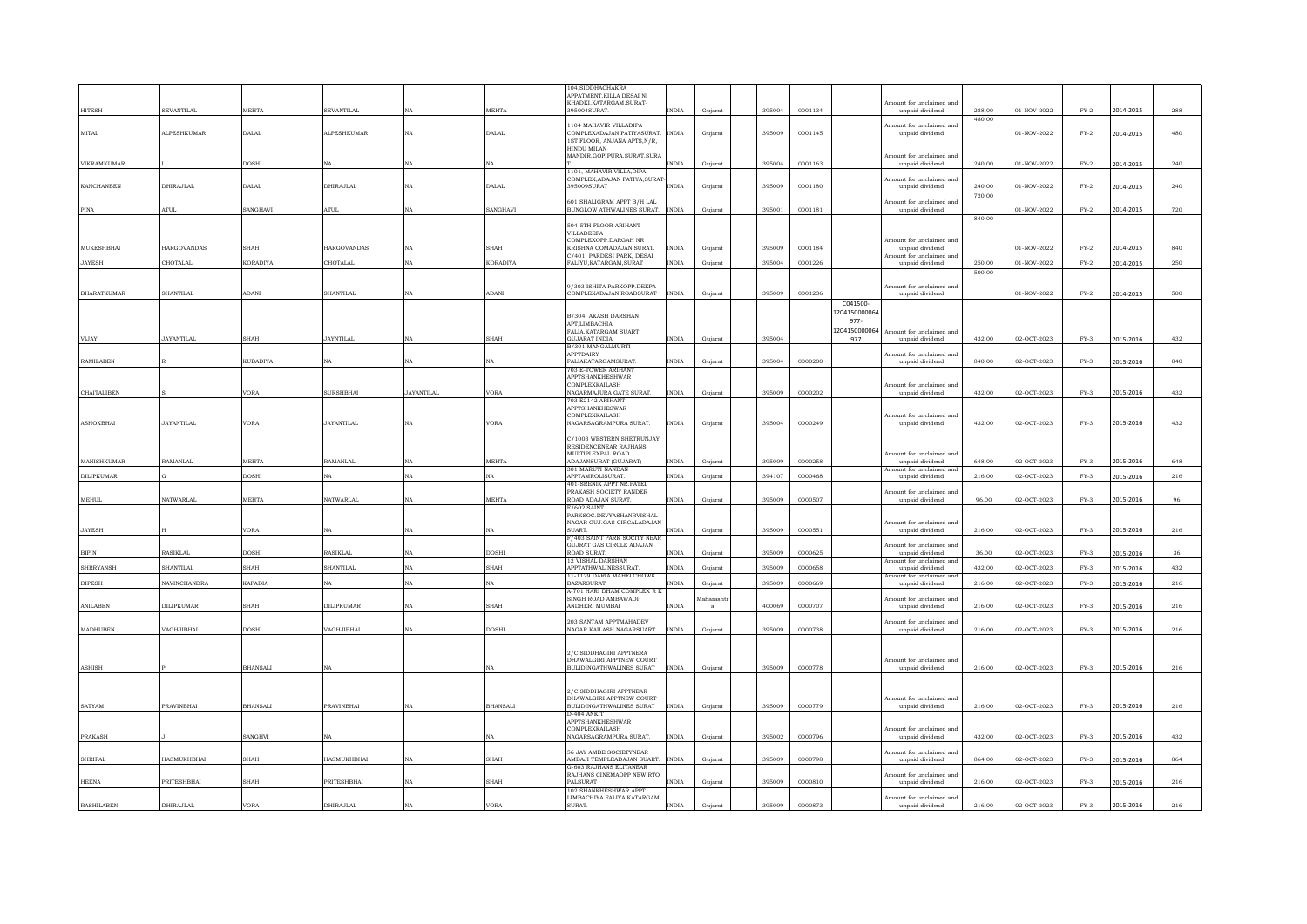| HITESH | SEVANTILAL | MEHTA | SEVANTILAL | NA | MEHTA | 104,SIDDHACHAKRA APPATMENT,KILLA DESAI NI KHADKI,KATARGAM,SURAT-395004SURAT. | INDIA | Gujarat | | 395004 | 0001134 | | Amount for unclaimed and unpaid dividend | 288.00 | 01-NOV-2022 | FY-2 | 2014-2015 | 288 |
|---|---|---|---|---|---|---|---|---|---|---|---|---|---|---|---|---|---|---|
| MITAL | ALPESHKUMAR | DALAL | ALPESHKUMAR | NA | DALAL | 1104 MAHAVIR VILLADIPA COMPLEXADAJAN PATIYASURAT. | INDIA | Gujarat | | 395009 | 0001145 | | Amount for unclaimed and unpaid dividend | 480.00 | 01-NOV-2022 | FY-2 | 2014-2015 | 480 |
| VIKRAMKUMAR | I | DOSHI | NA | NA | NA | 1ST FLOOR, ANJANA APTS,N/R, HINDU MILAN MANDIR,GOPIPURA,SURAT.SURAT. | INDIA | Gujarat | | 395004 | 0001163 | | Amount for unclaimed and unpaid dividend | 240.00 | 01-NOV-2022 | FY-2 | 2014-2015 | 240 |
| KANCHANBEN | DHIRAJLAL | DALAL | DHIRAJLAL | NA | DALAL | 1101, MAHAVIR VILLA,DIPA COMPLEX,ADAJAN PATIYA,SURAT-395009SURAT | INDIA | Gujarat | | 395009 | 0001180 | | Amount for unclaimed and unpaid dividend | 240.00 | 01-NOV-2022 | FY-2 | 2014-2015 | 240 |
| PINA | ATUL | SANGHAVI | ATUL | NA | SANGHAVI | 601 SHALIGRAM APPT B/H LAL BUNGLOW ATHWALINES SURAT. | INDIA | Gujarat | | 395001 | 0001181 | | Amount for unclaimed and unpaid dividend | 720.00 | 01-NOV-2022 | FY-2 | 2014-2015 | 720 |
| MUKESHBHAI | HARGOVANDAS | SHAH | HARGOVANDAS | NA | SHAH | 504-5TH FLOOR ARIHANT VILLADEEPA COMPLEXOPP.DARGAH NR KRISHNA COMADAJAN SURAT. | INDIA | Gujarat | | 395009 | 0001184 | | Amount for unclaimed and unpaid dividend | 840.00 | 01-NOV-2022 | FY-2 | 2014-2015 | 840 |
| JAYESH | CHOTALAL | KORADIYA | CHOTALAL | NA | KORADIYA | C/401, PARDESI PARK, DESAI FALIYU,KATARGAM,SURAT | INDIA | Gujarat | | 395004 | 0001226 | | Amount for unclaimed and unpaid dividend | 250.00 | 01-NOV-2022 | FY-2 | 2014-2015 | 250 |
| BHARATKUMAR | SHANTILAL | ADANI | SHANTILAL | NA | ADANI | 9/303 ISHITA PARKOPP.DEEPA COMPLEXADAJAN ROADSURAT | INDIA | Gujarat | | 395009 | 0001236 | | Amount for unclaimed and unpaid dividend | 500.00 | 01-NOV-2022 | FY-2 | 2014-2015 | 500 |
| VIJAY | JAYANTILAL | SHAH | JAYNTILAL | NA | SHAH | B/304, AKASH DARSHAN APT,LIMBACHIA FALIA,KATARGAM SUART GUJARAT INDIA | INDIA | Gujarat | | 395004 | | C041500-1204150000064977-1204150000064977 | Amount for unclaimed and unpaid dividend | 432.00 | 02-OCT-2023 | FY-3 | 2015-2016 | 432 |
| RAMILABEN | R | KUBADIYA | NA | NA | NA | B/301 MANGALMURTI APPTDAIRY FALIAKATARGAMSURAT. | INDIA | Gujarat | | 395004 | 0000200 | | Amount for unclaimed and unpaid dividend | 840.00 | 02-OCT-2023 | FY-3 | 2015-2016 | 840 |
| CHAITALIBEN | S | VORA | SURSHBHAI | JAYANTILAL | VORA | 703 E-TOWER ARIHANT APPTSHANKHESHWAR COMPLEXKAILASH NAGARMAJURA GATE SURAT. | INDIA | Gujarat | | 395009 | 0000202 | | Amount for unclaimed and unpaid dividend | 432.00 | 02-OCT-2023 | FY-3 | 2015-2016 | 432 |
| ASHOKBHAI | JAYANTILAL | VORA | JAYANTILAL | NA | VORA | 703 E2142 ARIHANT APPTSHANKHESWAR COMPLEXKAILASH NAGARSAGRAMPURA SURAT. | INDIA | Gujarat | | 395004 | 0000249 | | Amount for unclaimed and unpaid dividend | 432.00 | 02-OCT-2023 | FY-3 | 2015-2016 | 432 |
| MANISHKUMAR | RAMANLAL | MEHTA | RAMANLAL | NA | MEHTA | C/1003 WESTERN SHETRUNJAY RESIDENCENEAR RAJHANS MULTIPLEXPAL ROAD ADAJANSURAT (GUJARAT) | INDIA | Gujarat | | 395009 | 0000258 | | Amount for unclaimed and unpaid dividend | 648.00 | 02-OCT-2023 | FY-3 | 2015-2016 | 648 |
| DILIPKUMAR | G | DOSHI | NA | NA | NA | 301 MARUTI NANDAN APPTAMROLISURAT. | INDIA | Gujarat | | 394107 | 0000468 | | Amount for unclaimed and unpaid dividend | 216.00 | 02-OCT-2023 | FY-3 | 2015-2016 | 216 |
| MEHUL | NATWARLAL | MEHTA | NATWARLAL | NA | MEHTA | 401-SRENIK APPT NR.PATEL PRAKASH SOCIETY RANDER ROAD ADAJAN SURAT. | INDIA | Gujarat | | 395009 | 0000507 | | Amount for unclaimed and unpaid dividend | 96.00 | 02-OCT-2023 | FY-3 | 2015-2016 | 96 |
| JAYESH | H | VORA | NA | NA | NA | E/602 SAINT PARKSOC.DEVYASHANRVISHAL NAGAR GUJ.GAS CIRCALADAJAN SUART. | INDIA | Gujarat | | 395009 | 0000551 | | Amount for unclaimed and unpaid dividend | 216.00 | 02-OCT-2023 | FY-3 | 2015-2016 | 216 |
| BIPIN | RASIKLAL | DOSHI | RASIKLAL | NA | DOSHI | F/403 SAINT PARK SOCITY NEAR GUJRAT GAS CIRCLE ADAJAN ROAD SURAT. | INDIA | Gujarat | | 395009 | 0000625 | | Amount for unclaimed and unpaid dividend | 36.00 | 02-OCT-2023 | FY-3 | 2015-2016 | 36 |
| SHREYANSH | SHANTILAL | SHAH | SHANTILAL | NA | SHAH | 12 VISHAL DARSHAN APPTATHWALINESSURAT. | INDIA | Gujarat | | 395009 | 0000658 | | Amount for unclaimed and unpaid dividend | 432.00 | 02-OCT-2023 | FY-3 | 2015-2016 | 432 |
| DIPESH | NAVINCHANDRA | KAPADIA | NA | NA | NA | 11-1129 DARIA MAHELCHOWK BAZARSURAT. | INDIA | Gujarat | | 395009 | 0000669 | | Amount for unclaimed and unpaid dividend | 216.00 | 02-OCT-2023 | FY-3 | 2015-2016 | 216 |
| ANILABEN | DILIPKUMAR | SHAH | DILIPKUMAR | NA | SHAH | A-701 HARI DHAM COMPLEX R K SINGH ROAD AMBAWADI ANDHERI MUMBAI | INDIA | Maharashtra | | 400069 | 0000707 | | Amount for unclaimed and unpaid dividend | 216.00 | 02-OCT-2023 | FY-3 | 2015-2016 | 216 |
| MADHUBEN | VAGHJIBHAI | DOSHI | VAGHJIBHAI | NA | DOSHI | 203 SANTAM APPTMAHADEV NAGAR KAILASH NAGARSUART. | INDIA | Gujarat | | 395009 | 0000738 | | Amount for unclaimed and unpaid dividend | 216.00 | 02-OCT-2023 | FY-3 | 2015-2016 | 216 |
| ASHISH | P | BHANSALI | NA | | NA | 2/C SIDDHAGIRI APPTNERA DHAWALGIRI APPTNEW COURT BULIDINGATHWALINES SURAT | INDIA | Gujarat | | 395009 | 0000778 | | Amount for unclaimed and unpaid dividend | 216.00 | 02-OCT-2023 | FY-3 | 2015-2016 | 216 |
| SATYAM | PRAVINBHAI | BHANSALI | PRAVINBHAI | NA | BHANSALI | 2/C SIDDHAGIRI APPTNEAR DHAWALGIRI APPTNEW COURT BULIDINGATHWALINES SURAT | INDIA | Gujarat | | 395009 | 0000779 | | Amount for unclaimed and unpaid dividend | 216.00 | 02-OCT-2023 | FY-3 | 2015-2016 | 216 |
| PRAKASH | J | SANGHVI | NA | | NA | D-404 ANKIT APPTSHANKHESHWAR COMPLEXKAILASH NAGARSAGRAMPURA SURAT. | INDIA | Gujarat | | 395002 | 0000796 | | Amount for unclaimed and unpaid dividend | 432.00 | 02-OCT-2023 | FY-3 | 2015-2016 | 432 |
| SHRIPAL | HASMUKHBHAI | SHAH | HASMUKHBHAI | NA | SHAH | 56 JAY AMBE SOCIETYNEAR AMBAJI TEMPLEADAJAN SUART. | INDIA | Gujarat | | 395009 | 0000798 | | Amount for unclaimed and unpaid dividend | 864.00 | 02-OCT-2023 | FY-3 | 2015-2016 | 864 |
| HEENA | PRITESHBHAI | SHAH | PRITESHBHAI | NA | SHAH | G-603 RAJHANS ELITANEAR RAJHANS CINEMAOPP NEW RTO PALSURAT | INDIA | Gujarat | | 395009 | 0000810 | | Amount for unclaimed and unpaid dividend | 216.00 | 02-OCT-2023 | FY-3 | 2015-2016 | 216 |
| RASHILABEN | DHIRAJLAL | VORA | DHIRAJLAL | NA | VORA | 102 SHANKHESHWAR APPT LIMBACHIYA FALIYA KATARGAM SURAT. | INDIA | Gujarat | | 395009 | 0000873 | | Amount for unclaimed and unpaid dividend | 216.00 | 02-OCT-2023 | FY-3 | 2015-2016 | 216 |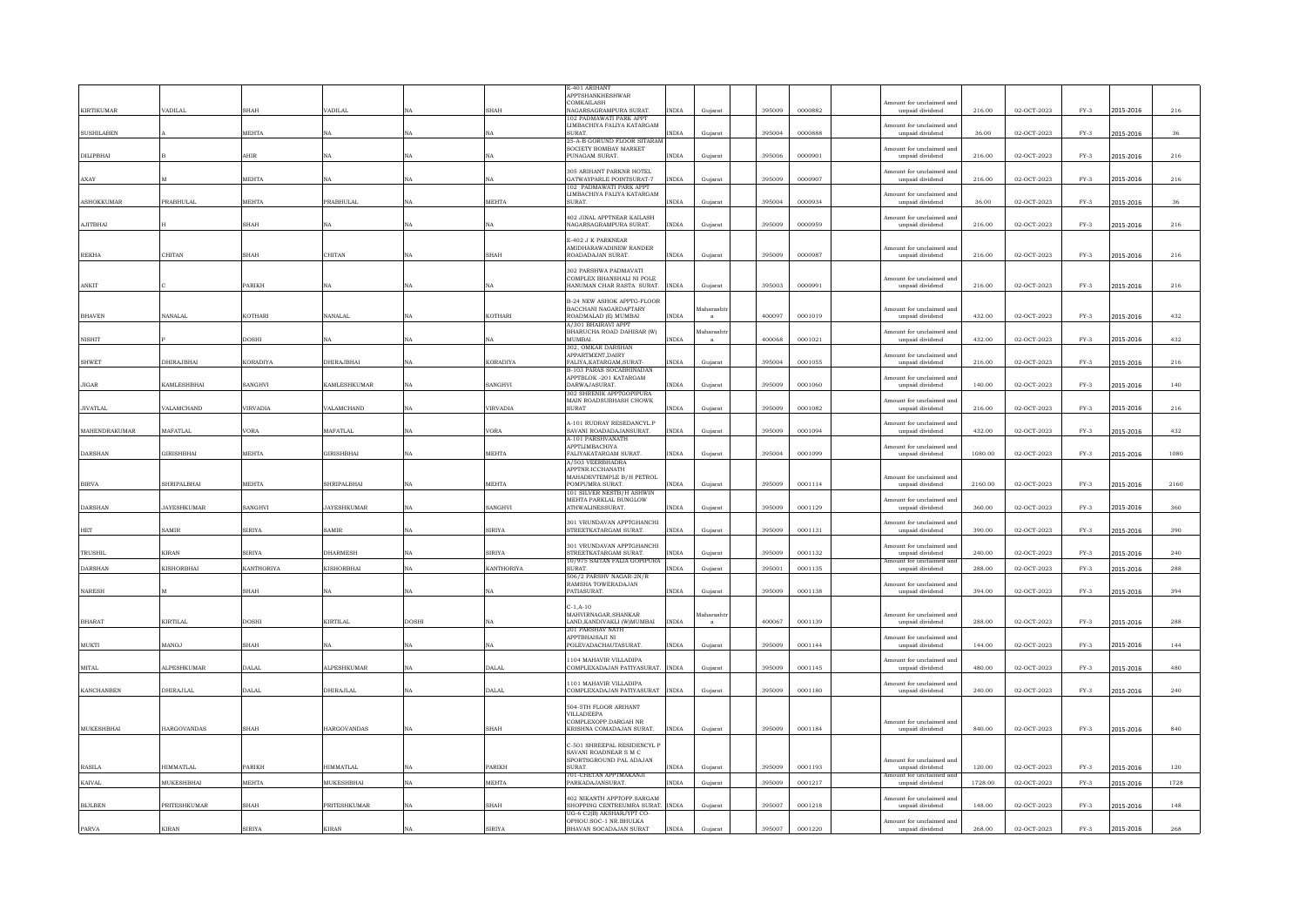| KIRTIKUMAR | VADILAL | SHAH | VADILAL | NA | SHAH | E-401 ARIHANT APPTSHANKHESHWAR COMKAILASH NAGARSAGRAMPURA SURAT. | INDIA | Gujarat | | 395009 | 0000882 | | Amount for unclaimed and unpaid dividend | 216.00 | 02-OCT-2023 | FY-3 | 2015-2016 | 216 |
|---|---|---|---|---|---|---|---|---|---|---|---|---|---|---|---|---|---|---|
| SUSHILABEN | A | MEHTA | NA | NA | NA | 102 PADMAWATI PARK APPT LIMBACHIYA FALIYA KATARGAM SURAT. | INDIA | Gujarat | | 395004 | 0000888 | | Amount for unclaimed and unpaid dividend | 36.00 | 02-OCT-2023 | FY-3 | 2015-2016 | 36 |
| DILIPBHAI | B | AHIR | NA | NA | NA | 25-A-B GORUND FLOOR SITARAM SOCIETY BOMBAY MARKET PUNAGAM SURAT. | INDIA | Gujarat | | 395006 | 0000901 | | Amount for unclaimed and unpaid dividend | 216.00 | 02-OCT-2023 | FY-3 | 2015-2016 | 216 |
| AXAY | M | MEHTA | NA | NA | NA | 305 ARIHANT PARKNR HOTEL GATWAYPARLE POINTSURAT-7 | INDIA | Gujarat | | 395009 | 0000907 | | Amount for unclaimed and unpaid dividend | 216.00 | 02-OCT-2023 | FY-3 | 2015-2016 | 216 |
| ASHOKKUMAR | PRABHULAL | MEHTA | PRABHULAL | NA | MEHTA | 102 PADMAWATI PARK APPT LIMBACHIYA FALIYA KATARGAM SURAT. | INDIA | Gujarat | | 395004 | 0000934 | | Amount for unclaimed and unpaid dividend | 36.00 | 02-OCT-2023 | FY-3 | 2015-2016 | 36 |
| AJITBHAI | H | SHAH | NA | NA | NA | 402 JINAL APPTNEAR KAILASH NAGARSAGRAMPURA SURAT. | INDIA | Gujarat | | 395009 | 0000959 | | Amount for unclaimed and unpaid dividend | 216.00 | 02-OCT-2023 | FY-3 | 2015-2016 | 216 |
| REKHA | CHITAN | SHAH | CHITAN | NA | SHAH | E-402 J K PARKNEAR AMIDHARAWADINEW RANDER ROADADAJAN SURAT. | INDIA | Gujarat | | 395009 | 0000987 | | Amount for unclaimed and unpaid dividend | 216.00 | 02-OCT-2023 | FY-3 | 2015-2016 | 216 |
| ANKIT | C | PARIKH | NA | NA | NA | 302 PARSHWA PADMAVATI COMPLEX BHANSHALI NI POLE HANUMAN CHAR RASTA SURAT. | INDIA | Gujarat | | 395003 | 0000991 | | Amount for unclaimed and unpaid dividend | 216.00 | 02-OCT-2023 | FY-3 | 2015-2016 | 216 |
| BHAVEN | NANALAL | KOTHARI | NANALAL | NA | KOTHARI | B-24 NEW ASHOK APPTG-FLOOR BACCHANI NAGARDAFTARY ROADMALAD (E) MUMBAI | INDIA | Maharashtra | | 400097 | 0001019 | | Amount for unclaimed and unpaid dividend | 432.00 | 02-OCT-2023 | FY-3 | 2015-2016 | 432 |
| NISHIT | P | DOSHI | NA | NA | NA | A/301 BHAIRAVI APPT BHARUCHA ROAD DAHISAR (W) MUMBAI. | INDIA | Maharashtra | | 400068 | 0001021 | | Amount for unclaimed and unpaid dividend | 432.00 | 02-OCT-2023 | FY-3 | 2015-2016 | 432 |
| SHWET | DHIRAJBHAI | KORADIYA | DHIRAJBHAI | NA | KORADIYA | 302, OMKAR DARSHAN APPARTMENT,DAIRY FALIYA,KATARGAM,SURAT- | INDIA | Gujarat | | 395004 | 0001055 | | Amount for unclaimed and unpaid dividend | 216.00 | 02-OCT-2023 | FY-3 | 2015-2016 | 216 |
| JIGAR | KAMLESHBHAI | SANGHVI | KAMLESHKUMAR | NA | SANGHVI | B-103 PARAS SOCABHINADAN APPTBLOK -201 KATARGAM DARWAJASURAT. | INDIA | Gujarat | | 395009 | 0001060 | | Amount for unclaimed and unpaid dividend | 140.00 | 02-OCT-2023 | FY-3 | 2015-2016 | 140 |
| JIVATLAL | VALAMCHAND | VIRVADIA | VALAMCHAND | NA | VIRVADIA | 302 SHRENIK APPTGOPIPURA MAIN ROADSUBHASH CHOWK SURAT | INDIA | Gujarat | | 395009 | 0001082 | | Amount for unclaimed and unpaid dividend | 216.00 | 02-OCT-2023 | FY-3 | 2015-2016 | 216 |
| MAHENDRAKUMAR | MAFATLAL | VORA | MAFATLAL | NA | VORA | A-101 RUDRAY RESEDANCYL.P SAVANI ROADADAJANSURAT. | INDIA | Gujarat | | 395009 | 0001094 | | Amount for unclaimed and unpaid dividend | 432.00 | 02-OCT-2023 | FY-3 | 2015-2016 | 432 |
| DARSHAN | GIRISHBHAI | MEHTA | GIRISHBHAI | NA | MEHTA | A-101 PARSHVANATH APPTLIMBACHIYA FALIYAKATARGAM SURAT. | INDIA | Gujarat | | 395004 | 0001099 | | Amount for unclaimed and unpaid dividend | 1080.00 | 02-OCT-2023 | FY-3 | 2015-2016 | 1080 |
| BIRVA | SHRIPALBHAI | MEHTA | SHRIPALBHAI | NA | MEHTA | A/503 VEERBHADRA APPTNR.ICCHANATH MAHADEVTEMPLE B/H PETROL POMPUMRA SURAT. | INDIA | Gujarat | | 395009 | 0001114 | | Amount for unclaimed and unpaid dividend | 2160.00 | 02-OCT-2023 | FY-3 | 2015-2016 | 2160 |
| DARSHAN | JAYESHKUMAR | SANGHVI | JAYESHKUMAR | NA | SANGHVI | 101 SILVER NESTB/H ASHWIN MEHTA PARKLAL BUNGLOW ATHWALINESSURAT. | INDIA | Gujarat | | 395009 | 0001129 | | Amount for unclaimed and unpaid dividend | 360.00 | 02-OCT-2023 | FY-3 | 2015-2016 | 360 |
| HET | SAMIR | SIRIYA | SAMIR | NA | SIRIYA | 301 VRUNDAVAN APPTGHANCHI STREETKATARGAM SURAT. | INDIA | Gujarat | | 395009 | 0001131 | | Amount for unclaimed and unpaid dividend | 390.00 | 02-OCT-2023 | FY-3 | 2015-2016 | 390 |
| TRUSHIL | KIRAN | SIRIYA | DHARMESH | NA | SIRIYA | 301 VRUNDAVAN APPTGHANCHI STREETKATARGAM SURAT. | INDIA | Gujarat | | 395009 | 0001132 | | Amount for unclaimed and unpaid dividend | 240.00 | 02-OCT-2023 | FY-3 | 2015-2016 | 240 |
| DARSHAN | KISHORBHAI | KANTHORIYA | KISHORBHAI | NA | KANTHORIYA | 10/975 SAITAN FALIA GOPIPURA SURAT. | INDIA | Gujarat | | 395001 | 0001135 | | Amount for unclaimed and unpaid dividend | 288.00 | 02-OCT-2023 | FY-3 | 2015-2016 | 288 |
| NARESH | M | SHAH | NA | NA | NA | 506/2 PARSHV NAGAR-2N/R RAMSHA TOWERADAJAN PATIASURAT. | INDIA | Gujarat | | 395009 | 0001138 | | Amount for unclaimed and unpaid dividend | 394.00 | 02-OCT-2023 | FY-3 | 2015-2016 | 394 |
| BHARAT | KIRTILAL | DOSHI | KIRTILAL | DOSHI | NA | C-1,A-10 MAHVIRNAGAR,SHANKAR LAND,KANDIVAKLI (W)MUMBAI | INDIA | Maharashtra | | 400067 | 0001139 | | Amount for unclaimed and unpaid dividend | 288.00 | 02-OCT-2023 | FY-3 | 2015-2016 | 288 |
| MUKTI | MANOJ | SHAH | NA | NA | NA | 201 PARSHAV NATH APPTBHAISAJI NI POLEVADACHAUTASURAT. | INDIA | Gujarat | | 395009 | 0001144 | | Amount for unclaimed and unpaid dividend | 144.00 | 02-OCT-2023 | FY-3 | 2015-2016 | 144 |
| MITAL | ALPESHKUMAR | DALAL | ALPESHKUMAR | NA | DALAL | 1104 MAHAVIR VILLADIPA COMPLEXADAJAN PATIYASURAT. | INDIA | Gujarat | | 395009 | 0001145 | | Amount for unclaimed and unpaid dividend | 480.00 | 02-OCT-2023 | FY-3 | 2015-2016 | 480 |
| KANCHANBEN | DHIRAJLAL | DALAL | DHIRAJLAL | NA | DALAL | 1101 MAHAVIR VILLADIPA COMPLEXADAJAN PATIYASURAT | INDIA | Gujarat | | 395009 | 0001180 | | Amount for unclaimed and unpaid dividend | 240.00 | 02-OCT-2023 | FY-3 | 2015-2016 | 240 |
| MUKESHBHAI | HARGOVANDAS | SHAH | HARGOVANDAS | NA | SHAH | 504-5TH FLOOR ARIHANT VILLADEEPA COMPLEXOPP.DARGAH NR KRISHNA COMADAJAN SURAT. | INDIA | Gujarat | | 395009 | 0001184 | | Amount for unclaimed and unpaid dividend | 840.00 | 02-OCT-2023 | FY-3 | 2015-2016 | 840 |
| RASILA | HIMMATLAL | PARIKH | HIMMATLAL | NA | PARIKH | C-501 SHREEPAL RESIDENCYL P SAVANI ROADNEAR S M C SPORTSGROUND PAL ADAJAN SURAT. | INDIA | Gujarat | | 395009 | 0001193 | | Amount for unclaimed and unpaid dividend | 120.00 | 02-OCT-2023 | FY-3 | 2015-2016 | 120 |
| KAIVAL | MUKESHBHAI | MEHTA | MUKESHBHAI | NA | MEHTA | 701-CHETAN APPTMAKANJI PARKADAJANSURAT. | INDIA | Gujarat | | 395009 | 0001217 | | Amount for unclaimed and unpaid dividend | 1728.00 | 02-OCT-2023 | FY-3 | 2015-2016 | 1728 |
| BIJLBEN | PRITESHKUMAR | SHAH | PRITESHKUMAR | NA | SHAH | 402 NIKANTH APPTOPP.SARGAM SHOPPING CENTREUMRA SURAT. | INDIA | Gujarat | | 395007 | 0001218 | | Amount for unclaimed and unpaid dividend | 148.00 | 02-OCT-2023 | FY-3 | 2015-2016 | 148 |
| PARVA | KIRAN | SIRIYA | KIRAN | NA | SIRIYA | UG-6 C2(B) AKSHARJYPT CO-OPHOU.SOC-1 NR.BHULKA BHAVAN SOCADAJAN SURAT | INDIA | Gujarat | | 395007 | 0001220 | | Amount for unclaimed and unpaid dividend | 268.00 | 02-OCT-2023 | FY-3 | 2015-2016 | 268 |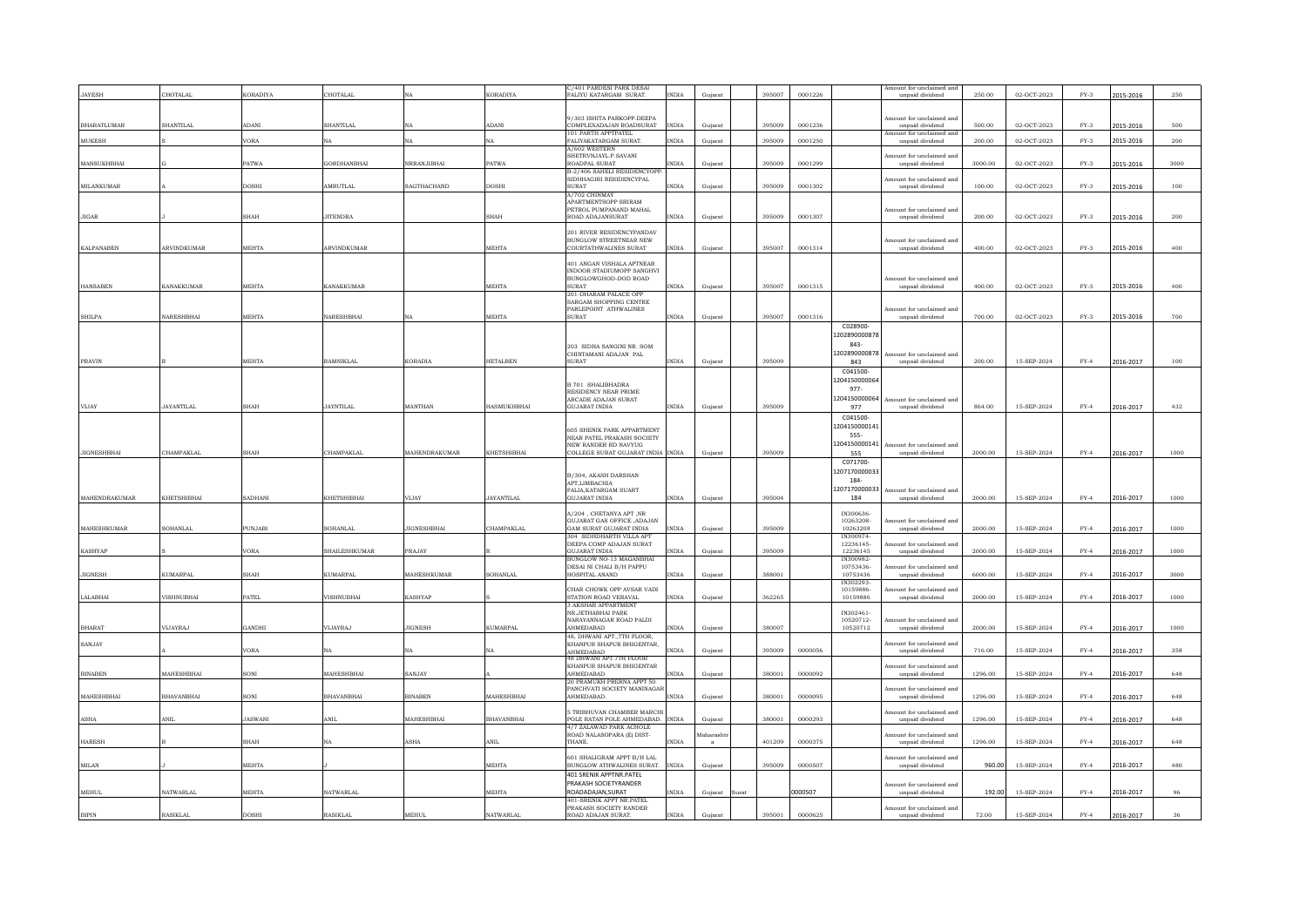| JAYESH | CHOTALAL | KORADIYA | CHOTALAL | NA | KORADIYA | C/401 PARDESI PARK DESAI FALIYU KATARGAM SURAT. | INDIA | Gujarat | | 395007 | 0001226 | | Amount for unclaimed and unpaid dividend | 250.00 | 02-OCT-2023 | FY-3 | 2015-2016 | 250 |
|---|---|---|---|---|---|---|---|---|---|---|---|---|---|---|---|---|---|---|
| BHARATLUMAR | SHANTILAL | ADANI | SHANTILAL | NA | ADANI | 9/303 ISHITA PARKOPP.DEEPA COMPLEXADAJAN ROADSURAT | INDIA | Gujarat | | 395009 | 0001236 | | Amount for unclaimed and unpaid dividend | 500.00 | 02-OCT-2023 | FY-3 | 2015-2016 | 500 |
| MUKESH | S | VORA | NA | NA | NA | 101 PARTH APPTPATEL FALIYAKATARGAM SURAT. | INDIA | Gujarat | | 395009 | 0001250 | | Amount for unclaimed and unpaid dividend | 200.00 | 02-OCT-2023 | FY-3 | 2015-2016 | 200 |
| MANSUKHBHAI | G | PATWA | GORDHANBHAI | NRRANJIBHAI | PATWA | A/602 WESTERN SHETRVNJAYL.P.SAVANI ROADPAL SURAT | INDIA | Gujarat | | 395009 | 0001299 | | Amount for unclaimed and unpaid dividend | 3000.00 | 02-OCT-2023 | FY-3 | 2015-2016 | 3000 |
| MILANKUMAR | A | DOSHI | AMRUTLAL | SAGTHACHAND | DOSHI | B-2/406 SAHELI RESIDENCYOPP. SIDHHAGIRI RESIDENCYPAL SURAT | INDIA | Gujarat | | 395009 | 0001302 | | Amount for unclaimed and unpaid dividend | 100.00 | 02-OCT-2023 | FY-3 | 2015-2016 | 100 |
| JIGAR | J | SHAH | JITENDRA | | SHAH | A/702 CHINMAY APARTMENTSOPP SRIRAM PETROL PUMPANAND MAHAL ROAD ADAJANSURAT | INDIA | Gujarat | | 395009 | 0001307 | | Amount for unclaimed and unpaid dividend | 200.00 | 02-OCT-2023 | FY-3 | 2015-2016 | 200 |
| KALPANABEN | ARVINDKUMAR | MEHTA | ARVINDKUMAR | | MEHTA | 201 RIVER RESIDENCYPANDAV BUNGLOW STREETNEAR NEW COURTATHWALINES SURAT | INDIA | Gujarat | | 395007 | 0001314 | | Amount for unclaimed and unpaid dividend | 400.00 | 02-OCT-2023 | FY-3 | 2015-2016 | 400 |
| HANSABEN | KANAKKUMAR | MEHTA | KANAKKUMAR | | MEHTA | 401 ANGAN VISHALA APTNEAR INDOOR STADIUMOPP SANGHVI BUNGLOWGHOD-DOD ROAD SURAT | INDIA | Gujarat | | 395007 | 0001315 | | Amount for unclaimed and unpaid dividend | 400.00 | 02-OCT-2023 | FY-3 | 2015-2016 | 400 |
| SHILPA | NARESHBHAI | MEHTA | NARESHBHAI | NA | MEHTA | 201-DHARAM PALACE OPP SARGAM SHOPPING CENTRE PARLEPOINT ATHWALINES SURAT | INDIA | Gujarat | | 395007 | 0001316 | | Amount for unclaimed and unpaid dividend | 700.00 | 02-OCT-2023 | FY-3 | 2015-2016 | 700 |
| PRAVIN | R | MEHTA | RAMNIKLAL | KORADIA | HETALBEN | 203 SIDHA SANGINI NR. SOM CHINTAMANI ADAJAN PAL SURAT | INDIA | Gujarat | | 395009 | | C028900-1202890000878 843-1202890000878 843 | Amount for unclaimed and unpaid dividend | 200.00 | 15-SEP-2024 | FY-4 | 2016-2017 | 100 |
| VIJAY | JAYANTILAL | SHAH | JAYNTILAL | MANTHAN | HASMUKHBHAI | B 701 SHALIBHADRA RESIDENCY NEAR PRIME ARCADE ADAJAN SURAT GUJARAT INDIA | INDIA | Gujarat | | 395009 | | C041500-1204150000064 977-1204150000064 977 | Amount for unclaimed and unpaid dividend | 864.00 | 15-SEP-2024 | FY-4 | 2016-2017 | 432 |
| JIGNESHBHAI | CHAMPAKLAL | SHAH | CHAMPAKLAL | MAHENDRAKUMAR | KHETSHIBHAI | 605 SHENIK PARK APPARTMENT NEAR PATEL PRAKASH SOCIETY NEW RANDER RD NAVYUG COLLEGE SURAT GUJARAT INDIA | INDIA | Gujarat | | 395009 | | C041500-1204150000141 555-1204150000141 555 | Amount for unclaimed and unpaid dividend | 2000.00 | 15-SEP-2024 | FY-4 | 2016-2017 | 1000 |
| MAHENDRAKUMAR | KHETSHIBHAI | SADHANI | KHETSHIBHAI | VIJAY | JAYANTILAL | B/304, AKASH DARSHAN APT,LIMBACHIA FALIA,KATARGAM SUART GUJARAT INDIA | INDIA | Gujarat | | 395004 | | C071700-1207170000033 184-1207170000033 184 | Amount for unclaimed and unpaid dividend | 2000.00 | 15-SEP-2024 | FY-4 | 2016-2017 | 1000 |
| MAHESHKUMAR | SOHANLAL | PUNJABI | SOHANLAL | JIGNESHBHAI | CHAMPAKLAL | A/204 , CHETANYA APT ,NR GUJARAT GAS OFFICE ,ADAJAN GAM SURAT GUJARAT INDIA | INDIA | Gujarat | | 395009 | | IN300636-10263208-10263208 | Amount for unclaimed and unpaid dividend | 2000.00 | 15-SEP-2024 | FY-4 | 2016-2017 | 1000 |
| KASHYAP | S | VORA | SHAILESHKUMAR | PRAJAY | R | 304 SIDHDHARTH VILLA APT DEEPA COMP ADAJAN SURAT GUJARAT INDIA | INDIA | Gujarat | | 395009 | | IN300974-12236145-12236145 | Amount for unclaimed and unpaid dividend | 2000.00 | 15-SEP-2024 | FY-4 | 2016-2017 | 1000 |
| JIGNESH | KUMARPAL | SHAH | KUMARPAL | MAHESHKUMAR | SOHANLAL | BUNGLOW NO-13 MAGANBHAI DESAI NI CHALI B/H PAPPU HOSPITAL ANAND | INDIA | Gujarat | | 388001 | | IN300982-10753436-10753436 | Amount for unclaimed and unpaid dividend | 6000.00 | 15-SEP-2024 | FY-4 | 2016-2017 | 3000 |
| LALABHAI | VISHNUBHAI | PATEL | VISHNUBHAI | KASHYAP | S | CHAR CHOWK OPP AVSAR VADI STATION ROAD VERAVAL | INDIA | Gujarat | | 362265 | | IN302293-10159886-10159886 | Amount for unclaimed and unpaid dividend | 2000.00 | 15-SEP-2024 | FY-4 | 2016-2017 | 1000 |
| BHARAT | VIJAYRAJ | GANDHI | VIJAYRAJ | JIGNESH | KUMARPAL | 3 AKSHAR APPARTMENT NR.JETHABHAI PARK NARAYANNAGAR ROAD PALDI AHMEDABAD | INDIA | Gujarat | | 380007 | | IN302461-10520712-10520712 | Amount for unclaimed and unpaid dividend | 2000.00 | 15-SEP-2024 | FY-4 | 2016-2017 | 1000 |
| SANJAY | A | VORA | NA | NA | NA | 48, DHWANI APT.,7TH FLOOR, KHANPUR SHAPUR BHIGENTAR, AHMEDABAD | INDIA | Gujarat | | 395009 | 0000056 | | Amount for unclaimed and unpaid dividend | 716.00 | 15-SEP-2024 | FY-4 | 2016-2017 | 358 |
| BINABEN | MAHESHBHAI | SONI | MAHESHBHAI | SANJAY | A | 48 DHWANI APT.7TH FLOOR KHANPUR SHAPUR BHIGENTAR AHMEDABAD | INDIA | Gujarat | | 380001 | 0000092 | | Amount for unclaimed and unpaid dividend | 1296.00 | 15-SEP-2024 | FY-4 | 2016-2017 | 648 |
| MAHESHBHAI | BHAVANBHAI | SONI | BHAVANBHAI | BINABEN | MAHESHBHAI | 20 PRAMUKH PRERNA APPT 50 PANCHVATI SOCIETY MANINAGAR AHMEDABAD. | INDIA | Gujarat | | 380001 | 0000095 | | Amount for unclaimed and unpaid dividend | 1296.00 | 15-SEP-2024 | FY-4 | 2016-2017 | 648 |
| ASHA | ANIL | JASWANI | ANIL | MAHESHBHAI | BHAVANBHAI | 5 TRIBHUVAN CHAMBER MARCHI POLE RATAN POLE AHMEDABAD. | INDIA | Gujarat | | 380001 | 0000293 | | Amount for unclaimed and unpaid dividend | 1296.00 | 15-SEP-2024 | FY-4 | 2016-2017 | 648 |
| HARESH | R | SHAH | NA | ASHA | ANIL | 4/7 ZALAWAD PARK ACHOLE ROAD NALASOPARA (E) DIST-THANE. | INDIA | Maharashtra | | 401209 | 0000375 | | Amount for unclaimed and unpaid dividend | 1296.00 | 15-SEP-2024 | FY-4 | 2016-2017 | 648 |
| MILAN | J | MEHTA | J | | MEHTA | 601 SHALIGRAM APPT B/H LAL BUNGLOW ATHWALINES SURAT. | INDIA | Gujarat | | 395009 | 0000507 | | Amount for unclaimed and unpaid dividend | 960.00 | 15-SEP-2024 | FY-4 | 2016-2017 | 480 |
| MEHUL | NATWARLAL | MEHTA | NATWARLAL | | MEHTA | 401 SRENIK APPTNR.PATEL PRAKASH SOCIETYRANDER ROADADAJAN,SURAT | INDIA | Gujarat | Surat | | 0000507 | | Amount for unclaimed and unpaid dividend | 192.00 | 15-SEP-2024 | FY-4 | 2016-2017 | 96 |
| BIPIN | RASIKLAL | DOSHI | RASIKLAL | MEHUL | NATWARLAL | 401-SRENIK APPT NR.PATEL PRAKASH SOCIETY RANDER ROAD ADAJAN SURAT. | INDIA | Gujarat | | 395001 | 0000625 | | Amount for unclaimed and unpaid dividend | 72.00 | 15-SEP-2024 | FY-4 | 2016-2017 | 36 |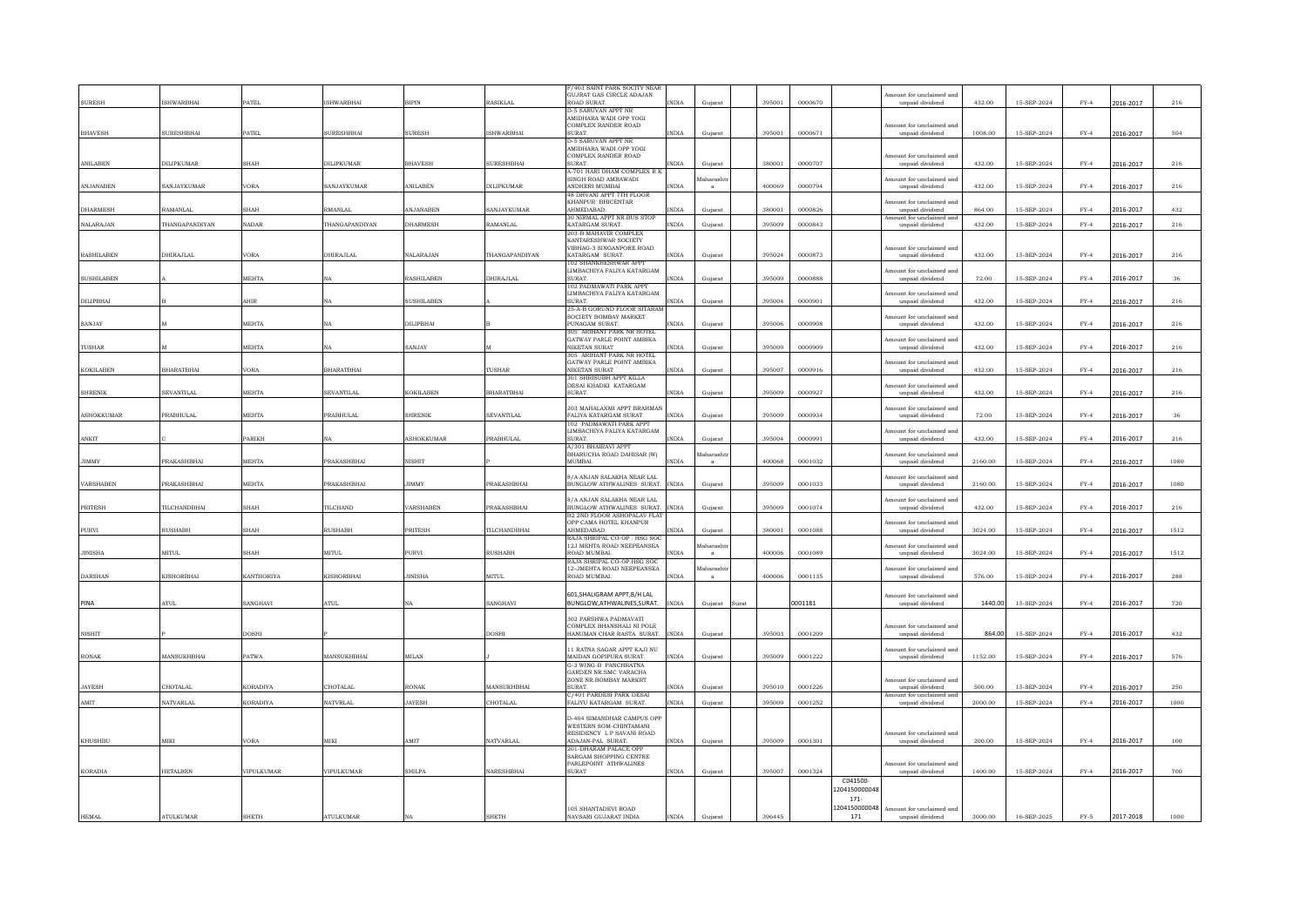| | | | | | | | | | | | | | | | | | | |
|---|---|---|---|---|---|---|---|---|---|---|---|---|---|---|---|---|---|---|
| SURESH | ISHWARBHAI | PATEL | ISHWARBHAI | BIPIN | RASIKLAL | F/403 SAINT PARK SOCITY NEAR GUJRAT GAS CIRCLE ADAJAN ROAD SURAT. | INDIA | Gujarat | | 395001 | 0000670 | | Amount for unclaimed and unpaid dividend | 432.00 | 15-SEP-2024 | FY-4 | 2016-2017 | 216 |
| BHAVESH | SURESHBHAI | PATEL | SURESHBHAI | SURESH | ISHWARBHAI | D-5 SARUVAN APPT NR AMIDHARA WADI OPP YOGI COMPLEX RANDER ROAD SURAT. | INDIA | Gujarat | | 395001 | 0000671 | | Amount for unclaimed and unpaid dividend | 1008.00 | 15-SEP-2024 | FY-4 | 2016-2017 | 504 |
| ANILABEN | DILIPKUMAR | SHAH | DILIPKUMAR | BHAVESH | SURESHBHAI | D-5 SARUVAN APPT NR AMIDHARA WADI OPP YOGI COMPLEX RANDER ROAD SURAT. | INDIA | Gujarat | | 380001 | 0000707 | | Amount for unclaimed and unpaid dividend | 432.00 | 15-SEP-2024 | FY-4 | 2016-2017 | 216 |
| ANJANABEN | SANJAYKUMAR | VORA | SANJAYKUMAR | ANILABEN | DILIPKUMAR | A-701 HARI DHAM COMPLEX R K SINGH ROAD AMBAWADI ANDHERI MUMBAI | INDIA | Maharashtra | | 400069 | 0000794 | | Amount for unclaimed and unpaid dividend | 432.00 | 15-SEP-2024 | FY-4 | 2016-2017 | 216 |
| DHARMESH | RAMANLAL | SHAH | RMANLAL | ANJANABEN | SANJAYKUMAR | 48 DHVANI APPT 7TH FLOOR KHANPUR BHICENTAR AHMEDABAD. | INDIA | Gujarat | | 380001 | 0000826 | | Amount for unclaimed and unpaid dividend | 864.00 | 15-SEP-2024 | FY-4 | 2016-2017 | 432 |
| NALARAJAN | THANGAPANDIYAN | NADAR | THANGAPANDIYAN | DHARMESH | RAMANLAL | 30 NIRMAL APPT NR.BUS STOP KATARGAM SURAT. | INDIA | Gujarat | | 395009 | 0000843 | | Amount for unclaimed and unpaid dividend | 432.00 | 15-SEP-2024 | FY-4 | 2016-2017 | 216 |
| RASHILABEN | DHIRAJLAL | VORA | DHIRAJLAL | NALARAJAN | THANGAPANDIYAN | 203-B MAHAVIR COMPLEX KANTARESHWAR SOCIETY VIBHAG-3 SINGANPORE ROAD KATARGAM SURAT. | INDIA | Gujarat | | 395024 | 0000873 | | Amount for unclaimed and unpaid dividend | 432.00 | 15-SEP-2024 | FY-4 | 2016-2017 | 216 |
| SUSHILABEN | A | MEHTA | NA | RASHILABEN | DHIRAJLAL | 102 SHANKHESHWAR APPT LIMBACHIYA FALIYA KATARGAM SURAT. | INDIA | Gujarat | | 395009 | 0000888 | | Amount for unclaimed and unpaid dividend | 72.00 | 15-SEP-2024 | FY-4 | 2016-2017 | 36 |
| DILIPBHAI | B | AHIR | NA | SUSHILABEN | A | 102 PADMAWATI PARK APPT LIMBACHIYA FALIYA KATARGAM SURAT. | INDIA | Gujarat | | 395004 | 0000901 | | Amount for unclaimed and unpaid dividend | 432.00 | 15-SEP-2024 | FY-4 | 2016-2017 | 216 |
| SANJAY | M | MEHTA | NA | DILIPBHAI | B | 25-A-B GORUND FLOOR SITARAM SOCIETY BOMBAY MARKET PUNAGAM SURAT. | INDIA | Gujarat | | 395006 | 0000908 | | Amount for unclaimed and unpaid dividend | 432.00 | 15-SEP-2024 | FY-4 | 2016-2017 | 216 |
| TUSHAR | M | MEHTA | NA | SANJAY | M | 305 ARIHANT PARK NR HOTEL GATWAY PARLE POINT AMBIKA NIKETAN SURAT | INDIA | Gujarat | | 395009 | 0000909 | | Amount for unclaimed and unpaid dividend | 432.00 | 15-SEP-2024 | FY-4 | 2016-2017 | 216 |
| KOKILABEN | BHARATBHAI | VORA | BHARATBHAI | | TUSHAR | 305 ARIHANT PARK NR HOTEL GATWAY PARLE POINT AMBIKA NIKETAN SURAT | INDIA | Gujarat | | 395007 | 0000916 | | Amount for unclaimed and unpaid dividend | 432.00 | 15-SEP-2024 | FY-4 | 2016-2017 | 216 |
| SHRENIK | SEVANTILAL | MEHTA | SEVANTILAL | KOKILABEN | BHARATBHAI | 301 SHRISUBH APPT KILLA DESAI KHADKI KATARGAM SURAT. | INDIA | Gujarat | | 395009 | 0000927 | | Amount for unclaimed and unpaid dividend | 432.00 | 15-SEP-2024 | FY-4 | 2016-2017 | 216 |
| ASHOKKUMAR | PRABHULAL | MEHTA | PRABHULAL | SHRENIK | SEVANTILAL | 203 MAHALAXMI APPT BRAHMAN FALIYA KATARGAM SURAT. | INDIA | Gujarat | | 395009 | 0000934 | | Amount for unclaimed and unpaid dividend | 72.00 | 15-SEP-2024 | FY-4 | 2016-2017 | 36 |
| ANKIT | C | PARIKH | NA | ASHOKKUMAR | PRABHULAL | 102 PADMAWATI PARK APPT LIMBACHIYA FALIYA KATARGAM SURAT. | INDIA | Gujarat | | 395004 | 0000991 | | Amount for unclaimed and unpaid dividend | 432.00 | 15-SEP-2024 | FY-4 | 2016-2017 | 216 |
| JIMMY | PRAKASHBHAI | MEHTA | PRAKASHBHAI | NISHIT | P | A/301 BHAIRAVI APPT BHARUCHA ROAD DAHISAR (W) MUMBAI. | INDIA | Maharashtra | | 400068 | 0001032 | | Amount for unclaimed and unpaid dividend | 2160.00 | 15-SEP-2024 | FY-4 | 2016-2017 | 1080 |
| VARSHABEN | PRAKASHBHAI | MEHTA | PRAKASHBHAI | JIMMY | PRAKASHBHAI | 8/A ANJAN SALAKHA NEAR LAL BUNGLOW ATHWALINES SURAT. | INDIA | Gujarat | | 395009 | 0001033 | | Amount for unclaimed and unpaid dividend | 2160.00 | 15-SEP-2024 | FY-4 | 2016-2017 | 1080 |
| PRITESH | TILCHANDBHAI | SHAH | TILCHAND | VARSHABEN | PRAKASHBHAI | 8/A ANJAN SALAKHA NEAR LAL BUNGLOW ATHWALINES SURAT. | INDIA | Gujarat | | 395009 | 0001074 | | Amount for unclaimed and unpaid dividend | 432.00 | 15-SEP-2024 | FY-4 | 2016-2017 | 216 |
| PURVI | RUSHABH | SHAH | RUSHABH | PRITESH | TILCHANDBHAI | B2 2ND FLOOR ASHOPALAV FLAT OPP CAMA HOTEL KHANPUR AHMEDABAD. | INDIA | Gujarat | | 380001 | 0001088 | | Amount for unclaimed and unpaid dividend | 3024.00 | 15-SEP-2024 | FY-4 | 2016-2017 | 1512 |
| JINISHA | MITUL | SHAH | MITUL | PURVI | RUSHABH | RAJA SHRIPAL CO-OP . HSG SOC 12J MEHTA ROAD NEEPEANSEA ROAD MUMBAI. | INDIA | Maharashtra | | 400006 | 0001089 | | Amount for unclaimed and unpaid dividend | 3024.00 | 15-SEP-2024 | FY-4 | 2016-2017 | 1512 |
| DARSHAN | KISHORBHAI | KANTHORIYA | KISHORBHAI | JINISHA | MITUL | RAJA SHRIPAL CO-OP.HSG SOC 12-JMEHTA ROAD NEEPEANSEA ROAD MUMBAI. | INDIA | Maharashtra | | 400006 | 0001135 | | Amount for unclaimed and unpaid dividend | 576.00 | 15-SEP-2024 | FY-4 | 2016-2017 | 288 |
| PINA | ATUL | SANGHAVI | ATUL | NA | SANGHAVI | 601,SHALIGRAM APPT,B/H LAL BUNGLOW,ATHWALINES,SURAT. | INDIA | Gujarat | Surat | | 0001181 | | Amount for unclaimed and unpaid dividend | 1440.00 | 15-SEP-2024 | FY-4 | 2016-2017 | 720 |
| NISHIT | P | DOSHI | P | | DOSHI | 302 PARSHWA PADMAVATI COMPLEX BHANSHALI NI POLE HANUMAN CHAR RASTA SURAT. | INDIA | Gujarat | | 395003 | 0001209 | | Amount for unclaimed and unpaid dividend | 864.00 | 15-SEP-2024 | FY-4 | 2016-2017 | 432 |
| RONAK | MANSUKHBHAI | PATWA | MANSUKHBHAI | MILAN | J | 11 RATNA SAGAR APPT KAJI NU MAIDAN GOPIPURA SURAT. | INDIA | Gujarat | | 395009 | 0001222 | | Amount for unclaimed and unpaid dividend | 1152.00 | 15-SEP-2024 | FY-4 | 2016-2017 | 576 |
| JAYESH | CHOTALAL | KORADIYA | CHOTALAL | RONAK | MANSUKHBHAI | G-3 WING-B PANCHRATNA GARDEN NR.SMC VARACHA ZONE NR.BOMBAY MARKRT SURAT. | INDIA | Gujarat | | 395010 | 0001226 | | Amount for unclaimed and unpaid dividend | 500.00 | 15-SEP-2024 | FY-4 | 2016-2017 | 250 |
| AMIT | NATVARLAL | KORADIYA | NATVRLAL | JAYESH | CHOTALAL | C/401 PARDESI PARK DESAI FALIYU KATARGAM SURAT. | INDIA | Gujarat | | 395009 | 0001252 | | Amount for unclaimed and unpaid dividend | 2000.00 | 15-SEP-2024 | FY-4 | 2016-2017 | 1000 |
| KHUSHBU | MIKI | VORA | MIKI | AMIT | NATVARLAL | D-404 SIMANDHAR CAMPUS OPP WESTERN SOM-CHINTAMANI RESIDENCY L P SAVANI ROAD ADAJAN-PAL SURAT. | INDIA | Gujarat | | 395009 | 0001301 | | Amount for unclaimed and unpaid dividend | 200.00 | 15-SEP-2024 | FY-4 | 2016-2017 | 100 |
| KORADIA | HETALBEN | VIPULKUMAR | VIPULKUMAR | SHILPA | NARESHBHAI | 201-DHARAM PALACE OPP SARGAM SHOPPING CENTRE PARLEPOINT ATHWALINES SURAT | INDIA | Gujarat | | 395007 | 0001324 | | Amount for unclaimed and unpaid dividend | 1400.00 | 15-SEP-2024 | FY-4 | 2016-2017 | 700 |
| HEMAL | ATULKUMAR | SHETH | ATULKUMAR | NA | SHETH | 105 SHANTADEVI ROAD NAVSARI GUJARAT INDIA | INDIA | Gujarat | | 396445 | | C041500-1204150000048 171-1204150000048 171 | Amount for unclaimed and unpaid dividend | 3000.00 | 16-SEP-2025 | FY-5 | 2017-2018 | 1000 |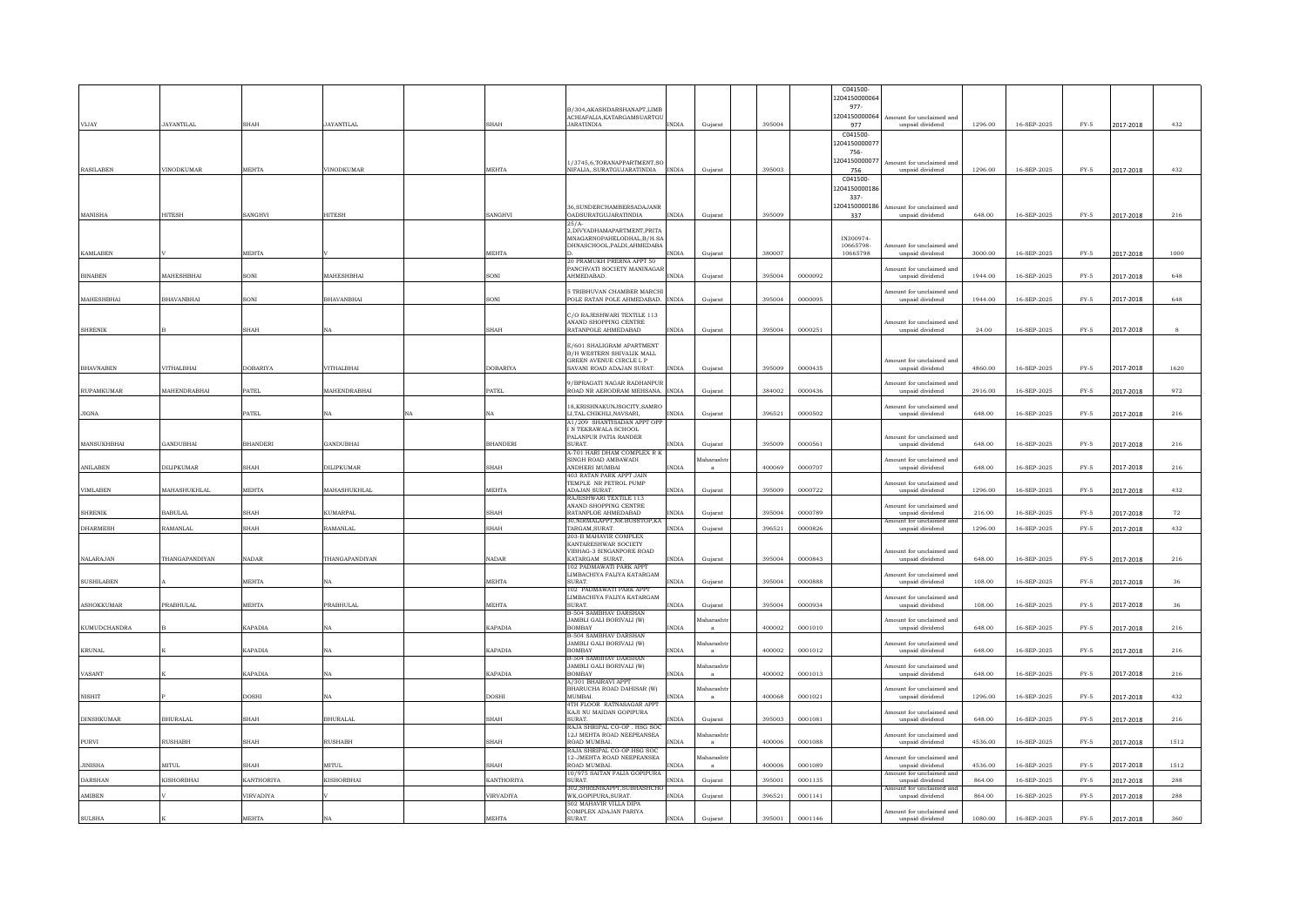| VIJAY | JAYANTILAL | SHAH | JAYANTILAL | | SHAH | B/304,AKASHDARSHANAPT,LIMB ACHIAFALIA,KATARGAMSUARTGU JARATINDIA | INDIA | Gujarat | 395004 | | C041500-1204150000064977-1204150000064977 | Amount for unclaimed and unpaid dividend | 1296.00 | 16-SEP-2025 | FY-5 | 2017-2018 | 432 |
|---|---|---|---|---|---|---|---|---|---|---|---|---|---|---|---|---|---|
| RASILABEN | VINODKUMAR | MEHTA | VINODKUMAR | | MEHTA | 1/3745,6,TORANAPPARTMENT,SO NIFALIA, SURATGUJARATINDIA | INDIA | Gujarat | 395003 | | C041500-1204150000077756-1204150000077756 | Amount for unclaimed and unpaid dividend | 1296.00 | 16-SEP-2025 | FY-5 | 2017-2018 | 432 |
| MANISHA | HITESH | SANGHVI | HITESH | | SANGHVI | 36,SUNDERCHAMBERSADAJANR OADSURATGUJARATINDIA | INDIA | Gujarat | 395009 | | C041500-1204150000186337-1204150000186337 | Amount for unclaimed and unpaid dividend | 648.00 | 16-SEP-2025 | FY-5 | 2017-2018 | 216 |
| KAMLABEN | V | MEHTA | V | | MEHTA | 25/A-2,DIVYADHAMAPARTMENT,PRITA MNAGARNOPAHELODHAL,B/H.SA DHNASCHOOL,PALDI,AHMEDABA D. | INDIA | Gujarat | 380007 | | IN300974-10665798-10665798 | Amount for unclaimed and unpaid dividend | 3000.00 | 16-SEP-2025 | FY-5 | 2017-2018 | 1000 |
| BINABEN | MAHESHBHAI | SONI | MAHESHBHAI | | SONI | 20 PRAMUKH PRERNA APPT 50 PANCHVATI SOCIETY MANINAGAR AHMEDABAD. | INDIA | Gujarat | 395004 | 0000092 | | Amount for unclaimed and unpaid dividend | 1944.00 | 16-SEP-2025 | FY-5 | 2017-2018 | 648 |
| MAHESHBHAI | BHAVANBHAI | SONI | BHAVANBHAI | | SONI | 5 TRIBHUVAN CHAMBER MARCHI POLE RATAN POLE AHMEDABAD. | INDIA | Gujarat | 395004 | 0000095 | | Amount for unclaimed and unpaid dividend | 1944.00 | 16-SEP-2025 | FY-5 | 2017-2018 | 648 |
| SHRENIK | B | SHAH | NA | | SHAH | C/O RAJESHWARI TEXTILE 113 ANAND SHOPPING CENTRE RATANPOLE AHMEDABAD | INDIA | Gujarat | 395004 | 0000251 | | Amount for unclaimed and unpaid dividend | 24.00 | 16-SEP-2025 | FY-5 | 2017-2018 | 8 |
| BHAVNABEN | VITHALBHAI | DOBARIYA | VITHALBHAI | | DOBARIYA | E/601 SHALIGRAM APARTMENT B/H WESTERN SHIVALIK MALL GREEN AVENUE CIRCLE L P SAVANI ROAD ADAJAN SURAT. | INDIA | Gujarat | 395009 | 0000435 | | Amount for unclaimed and unpaid dividend | 4860.00 | 16-SEP-2025 | FY-5 | 2017-2018 | 1620 |
| RUPAMKUMAR | MAHENDRABHAI | PATEL | MAHENDRABHAI | | PATEL | 9/BPRAGATI NAGAR RADHANPUR ROAD NR AERODRAM MEHSANA. | INDIA | Gujarat | 384002 | 0000436 | | Amount for unclaimed and unpaid dividend | 2916.00 | 16-SEP-2025 | FY-5 | 2017-2018 | 972 |
| JIGNA | | PATEL | NA | NA | NA | 18,KRISHNAKUNJSOCITY,SAMRO LI,TAL.CHIKHLI,NAVSARI, | INDIA | Gujarat | 396521 | 0000502 | | Amount for unclaimed and unpaid dividend | 648.00 | 16-SEP-2025 | FY-5 | 2017-2018 | 216 |
| MANSUKHBHAI | GANDUBHAI | BHANDERI | GANDUBHAI | | BHANDERI | A1/209 SHANTISADAN APPT OPP I N TEKRAWALA SCHOOL PALANPUR PATIA RANDER SURAT. | INDIA | Gujarat | 395009 | 0000561 | | Amount for unclaimed and unpaid dividend | 648.00 | 16-SEP-2025 | FY-5 | 2017-2018 | 216 |
| ANILABEN | DILIPKUMAR | SHAH | DILIPKUMAR | | SHAH | A-701 HARI DHAM COMPLEX R K SINGH ROAD AMBAWADI ANDHERI MUMBAI | INDIA | Maharashtra | 400069 | 0000707 | | Amount for unclaimed and unpaid dividend | 648.00 | 16-SEP-2025 | FY-5 | 2017-2018 | 216 |
| VIMLABEN | MAHASHUKHLAL | MEHTA | MAHASHUKHLAL | | MEHTA | 403 RATAN PARK APPT JAIN TEMPLE NR PETROL PUMP ADAJAN SURAT. | INDIA | Gujarat | 395009 | 0000722 | | Amount for unclaimed and unpaid dividend | 1296.00 | 16-SEP-2025 | FY-5 | 2017-2018 | 432 |
| SHRENIK | BABULAL | SHAH | KUMARPAL | | SHAH | RAJESHWARI TEXTILE 113 ANAND SHOPPING CENTRE RATANPLOE AHMEDABAD | INDIA | Gujarat | 395004 | 0000789 | | Amount for unclaimed and unpaid dividend | 216.00 | 16-SEP-2025 | FY-5 | 2017-2018 | 72 |
| DHARMESH | RAMANLAL | SHAH | RAMANLAL | | SHAH | 30,NIRMALAPPT,NR.BUSSTOP,KA TARGAM,SURAT. | INDIA | Gujarat | 396521 | 0000826 | | Amount for unclaimed and unpaid dividend | 1296.00 | 16-SEP-2025 | FY-5 | 2017-2018 | 432 |
| NALARAJAN | THANGAPANDIYAN | NADAR | THANGAPANDIYAN | | NADAR | 203-B MAHAVIR COMPLEX KANTARESHWAR SOCIETY VIBHAG-3 SINGANPORE ROAD KATARGAM SURAT. | INDIA | Gujarat | 395004 | 0000843 | | Amount for unclaimed and unpaid dividend | 648.00 | 16-SEP-2025 | FY-5 | 2017-2018 | 216 |
| SUSHILABEN | A | MEHTA | NA | | MEHTA | 102 PADMAWATI PARK APPT LIMBACHIYA FALIYA KATARGAM SURAT. | INDIA | Gujarat | 395004 | 0000888 | | Amount for unclaimed and unpaid dividend | 108.00 | 16-SEP-2025 | FY-5 | 2017-2018 | 36 |
| ASHOKKUMAR | PRABHULAL | MEHTA | PRABHULAL | | MEHTA | 102 PADMAWATI PARK APPT LIMBACHIYA FALIYA KATARGAM SURAT. | INDIA | Gujarat | 395004 | 0000934 | | Amount for unclaimed and unpaid dividend | 108.00 | 16-SEP-2025 | FY-5 | 2017-2018 | 36 |
| KUMUDCHANDRA | B | KAPADIA | NA | | KAPADIA | B-504 SAMBHAV DARSHAN JAMBLI GALI BORIVALI (W) BOMBAY | INDIA | Maharashtra | 400002 | 0001010 | | Amount for unclaimed and unpaid dividend | 648.00 | 16-SEP-2025 | FY-5 | 2017-2018 | 216 |
| KRUNAL | K | KAPADIA | NA | | KAPADIA | B-504 SAMBHAV DARSHAN JAMBLI GALI BORIVALI (W) BOMBAY | INDIA | Maharashtra | 400002 | 0001012 | | Amount for unclaimed and unpaid dividend | 648.00 | 16-SEP-2025 | FY-5 | 2017-2018 | 216 |
| VASANT | K | KAPADIA | NA | | KAPADIA | B-504 SAMBHAV DARSHAN JAMBLI GALI BORIVALI (W) BOMBAY | INDIA | Maharashtra | 400002 | 0001013 | | Amount for unclaimed and unpaid dividend | 648.00 | 16-SEP-2025 | FY-5 | 2017-2018 | 216 |
| NISHIT | P | DOSHI | NA | | DOSHI | A/301 BHAIRAVI APPT BHARUCHA ROAD DAHISAR (W) MUMBAI. | INDIA | Maharashtra | 400068 | 0001021 | | Amount for unclaimed and unpaid dividend | 1296.00 | 16-SEP-2025 | FY-5 | 2017-2018 | 432 |
| DINSHKUMAR | BHURALAL | SHAH | BHURALAL | | SHAH | 4TH FLOOR RATNASAGAR APPT KAJI NU MAIDAN GOPIPURA SURAT. | INDIA | Gujarat | 395003 | 0001081 | | Amount for unclaimed and unpaid dividend | 648.00 | 16-SEP-2025 | FY-5 | 2017-2018 | 216 |
| PURVI | RUSHABH | SHAH | RUSHABH | | SHAH | RAJA SHRIPAL CO-OP . HSG SOC 12J MEHTA ROAD NEEPEANSEA ROAD MUMBAI. | INDIA | Maharashtra | 400006 | 0001088 | | Amount for unclaimed and unpaid dividend | 4536.00 | 16-SEP-2025 | FY-5 | 2017-2018 | 1512 |
| JINISHA | MITUL | SHAH | MITUL | | SHAH | RAJA SHRIPAL CO-OP.HSG SOC 12-JMEHTA ROAD NEEPEANSEA ROAD MUMBAI. | INDIA | Maharashtra | 400006 | 0001089 | | Amount for unclaimed and unpaid dividend | 4536.00 | 16-SEP-2025 | FY-5 | 2017-2018 | 1512 |
| DARSHAN | KISHORBHAI | KANTHORIYA | KISHORBHAI | | KANTHORIYA | 10/975 SAITAN FALIA GOPIPURA SURAT. | INDIA | Gujarat | 395001 | 0001135 | | Amount for unclaimed and unpaid dividend | 864.00 | 16-SEP-2025 | FY-5 | 2017-2018 | 288 |
| AMIBEN | V | VIRVADIYA | V | | VIRVADIYA | 302,SHRENIKAPPT,SUBHASHCHO WK,GOPIPURA,SURAT. | INDIA | Gujarat | 396521 | 0001141 | | Amount for unclaimed and unpaid dividend | 864.00 | 16-SEP-2025 | FY-5 | 2017-2018 | 288 |
| SULSHA | K | MEHTA | NA | | MEHTA | 502 MAHAVIR VILLA DIPA COMPLEX ADAJAN PARIYA SURAT. | INDIA | Gujarat | 395001 | 0001146 | | Amount for unclaimed and unpaid dividend | 1080.00 | 16-SEP-2025 | FY-5 | 2017-2018 | 360 |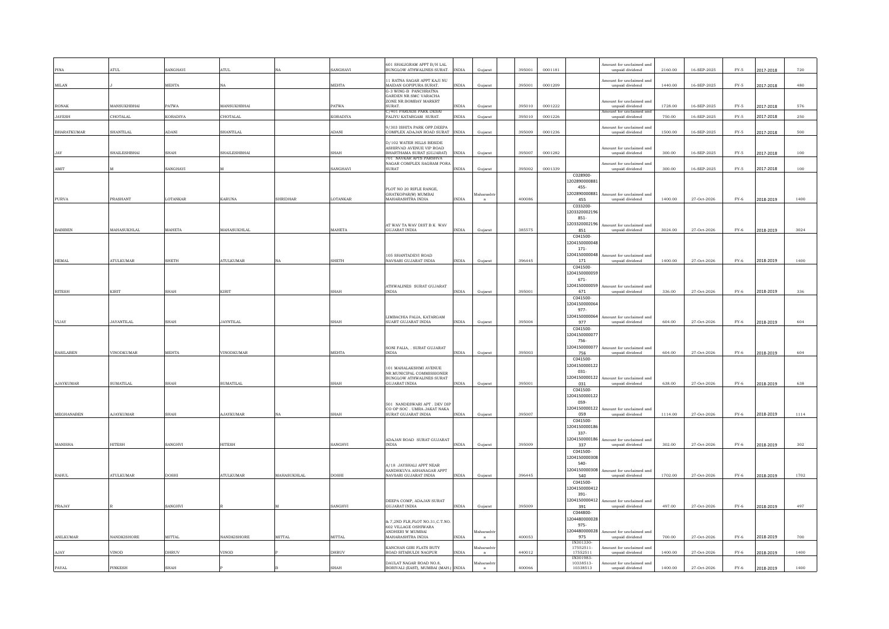| PINA | ATUL | SANGHAVI | ATUL | NA | SANGHAVI | 601 SHALIGRAM APPT B/H LAL BUNGLOW ATHWALINES SURAT. | INDIA | Gujarat | | 395001 | 0001181 | | Amount for unclaimed and unpaid dividend | 2160.00 | 16-SEP-2025 | FY-5 | 2017-2018 | 720 |
|---|---|---|---|---|---|---|---|---|---|---|---|---|---|---|---|---|---|---|
| MILAN | J | MEHTA | NA | | MEHTA | 11 RATNA SAGAR APPT KAJI NU MAIDAN GOPIPURA SURAT. | INDIA | Gujarat | | 395001 | 0001209 | | Amount for unclaimed and unpaid dividend | 1440.00 | 16-SEP-2025 | FY-5 | 2017-2018 | 480 |
| RONAK | MANSUKHBHAI | PATWA | MANSUKHBHAI | | PATWA | G-3 WING-B PANCHRATNA GARDEN NR.SMC VARACHA ZONE NR.BOMBAY MARKRT SURAT. | INDIA | Gujarat | | 395010 | 0001222 | | Amount for unclaimed and unpaid dividend | 1728.00 | 16-SEP-2025 | FY-5 | 2017-2018 | 576 |
| JAYESH | CHOTALAL | KORADIYA | CHOTALAL | | KORADIYA | C/401 PARDESI PARK DESAI FALIYU KATARGAM SURAT. | INDIA | Gujarat | | 395010 | 0001226 | | Amount for unclaimed and unpaid dividend | 750.00 | 16-SEP-2025 | FY-5 | 2017-2018 | 250 |
| BHARATKUMAR | SHANTILAL | ADANI | SHANTILAL | | ADANI | 9/303 ISHITA PARK OPP.DEEPA COMPLEX ADAJAN ROAD SURAT | INDIA | Gujarat | | 395009 | 0001236 | | Amount for unclaimed and unpaid dividend | 1500.00 | 16-SEP-2025 | FY-5 | 2017-2018 | 500 |
| JAY | SHAILESHBHAI | SHAH | SHAILESHBHAI | | SHAH | D/102 WATER HILLS BESIDE ASHIRVAD AVENUE VIP ROAD BHARTHAMA SURAT (GUJARAT) | INDIA | Gujarat | | 395007 | 0001282 | | Amount for unclaimed and unpaid dividend | 300.00 | 16-SEP-2025 | FY-5 | 2017-2018 | 100 |
| AMIT | M | SANGHAVI | M | | SANGHAVI | 701 NAVKAR APTS PARSHVA NAGAR COMPLEX SAGRAM PORA SURAT | INDIA | Gujarat | | 395002 | 0001339 | | Amount for unclaimed and unpaid dividend | 300.00 | 16-SEP-2025 | FY-5 | 2017-2018 | 100 |
| PURVA | PRASHANT | LOTANKAR | KARUNA | SHRIDHAR | LOTANKAR | PLOT NO 20 RIFLE RANGE, GHATKOPAR(W) MUMBAI MAHARASHTRA INDIA | INDIA | Maharashtra | | 400086 | | C028900-1202890000881455-1202890000881455 | Amount for unclaimed and unpaid dividend | 1400.00 | 27-Oct-2026 | FY-6 | 2018-2019 | 1400 |
| BABIBEN | MAHASUKHLAL | MAHETA | MAHASUKHLAL | | MAHETA | AT WAV TA WAV DIST B K WAV GUJARAT INDIA | INDIA | Gujarat | | 385575 | | C033200-1203320002196851-1203320002196851 | Amount for unclaimed and unpaid dividend | 3024.00 | 27-Oct-2026 | FY-6 | 2018-2019 | 3024 |
| HEMAL | ATULKUMAR | SHETH | ATULKUMAR | NA | SHETH | 105 SHANTADEVI ROAD NAVSARI GUJARAT INDIA | INDIA | Gujarat | | 396445 | | C041500-1204150000048171-1204150000048171 | Amount for unclaimed and unpaid dividend | 1400.00 | 27-Oct-2026 | FY-6 | 2018-2019 | 1400 |
| RITESH | KIRIT | SHAH | KIRIT | | SHAH | ATHWALINES SURAT GUJARAT INDIA | INDIA | Gujarat | | 395001 | | C041500-1204150000059671-1204150000059671 | Amount for unclaimed and unpaid dividend | 336.00 | 27-Oct-2026 | FY-6 | 2018-2019 | 336 |
| VIJAY | JAYANTILAL | SHAH | JAYNTILAL | | SHAH | LIMBACHIA FALIA, KATARGAM SUART GUJARAT INDIA | INDIA | Gujarat | | 395004 | | C041500-1204150000064977-1204150000064977 | Amount for unclaimed and unpaid dividend | 604.00 | 27-Oct-2026 | FY-6 | 2018-2019 | 604 |
| RASILABEN | VINODKUMAR | MEHTA | VINODKUMAR | | MEHTA | SONI FALIA, . SURAT GUJARAT INDIA | INDIA | Gujarat | | 395003 | | C041500-1204150000077756-1204150000077756 | Amount for unclaimed and unpaid dividend | 604.00 | 27-Oct-2026 | FY-6 | 2018-2019 | 604 |
| AJAYKUMAR | SUMATILAL | SHAH | SUMATILAL | | SHAH | 101 MAHALAKSHMI AVENUE NR.MUNICIPAL COMMISSIONER BUNGLOW ATHWALINES SURAT GUJARAT INDIA | INDIA | Gujarat | | 395001 | | C041500-1204150000122031-1204150000122031 | Amount for unclaimed and unpaid dividend | 638.00 | 27-Oct-2026 | FY-6 | 2018-2019 | 638 |
| MEGHANABEN | AJAYKUMAR | SHAH | AJAYKUMAR | NA | SHAH | 501 NANDESWARI APT . DEV DIP CO OP SOC . UMRA JAKAT NAKA SURAT GUJARAT INDIA | INDIA | Gujarat | | 395007 | | C041500-1204150000122059-1204150000122059 | Amount for unclaimed and unpaid dividend | 1114.00 | 27-Oct-2026 | FY-6 | 2018-2019 | 1114 |
| MANISHA | HITESH | SANGHVI | HITESH | | SANGHVI | ADAJAN ROAD SURAT GUJARAT INDIA | INDIA | Gujarat | | 395009 | | C041500-1204150000186337-1204150000186337 | Amount for unclaimed and unpaid dividend | 302.00 | 27-Oct-2026 | FY-6 | 2018-2019 | 302 |
| RAHUL | ATULKUMAR | DOSHI | ATULKUMAR | MAHASUKHLAL | DOSHI | A/18 JAYSHALI APPT NEAR SANDHKUVA ASHANAGAR APPT NAVSARI GUJARAT INDIA | INDIA | Gujarat | | 396445 | | C041500-1204150000308540-1204150000308540 | Amount for unclaimed and unpaid dividend | 1702.00 | 27-Oct-2026 | FY-6 | 2018-2019 | 1702 |
| PRAJAY | R | SANGHVI | R | M | SANGHVI | DEEPA COMP, ADAJAN SURAT GUJARAT INDIA | INDIA | Gujarat | | 395009 | | C041500-1204150000412391-1204150000412391 | Amount for unclaimed and unpaid dividend | 497.00 | 27-Oct-2026 | FY-6 | 2018-2019 | 497 |
| ANILKUMAR | NANDKISHORE | MITTAL | NANDKISHORE | MITTAL | MITTAL | & 7,2ND FLR,PLOT NO.31,C.T.NO. 602 VILLAGE OSHIWARA ANDHERI W MUMBAI MAHARASHTRA INDIA | INDIA | Maharashtra | | 400053 | | C044800-1204480000028975-1204480000028975 | Amount for unclaimed and unpaid dividend | 700.00 | 27-Oct-2026 | FY-6 | 2018-2019 | 700 |
| AJAY | VINOD | DHRUV | VINOD | P | DHRUV | KANCHAN GIRI FLATS BUTY ROAD SITABULDI NAGPUR | INDIA | Maharashtra | | 440012 | | IN301330-17552511-17552511 | Amount for unclaimed and unpaid dividend | 1400.00 | 27-Oct-2026 | FY-6 | 2018-2019 | 1400 |
| PAYAL | PINKESH | SHAH | P | B | SHAH | DAULAT NAGAR ROAD NO.8, BORIVALI (EAST), MUMBAI (MAH.) | INDIA | Maharashtra | | 400066 | | IN301983-10338513-10338513 | Amount for unclaimed and unpaid dividend | 1400.00 | 27-Oct-2026 | FY-6 | 2018-2019 | 1400 |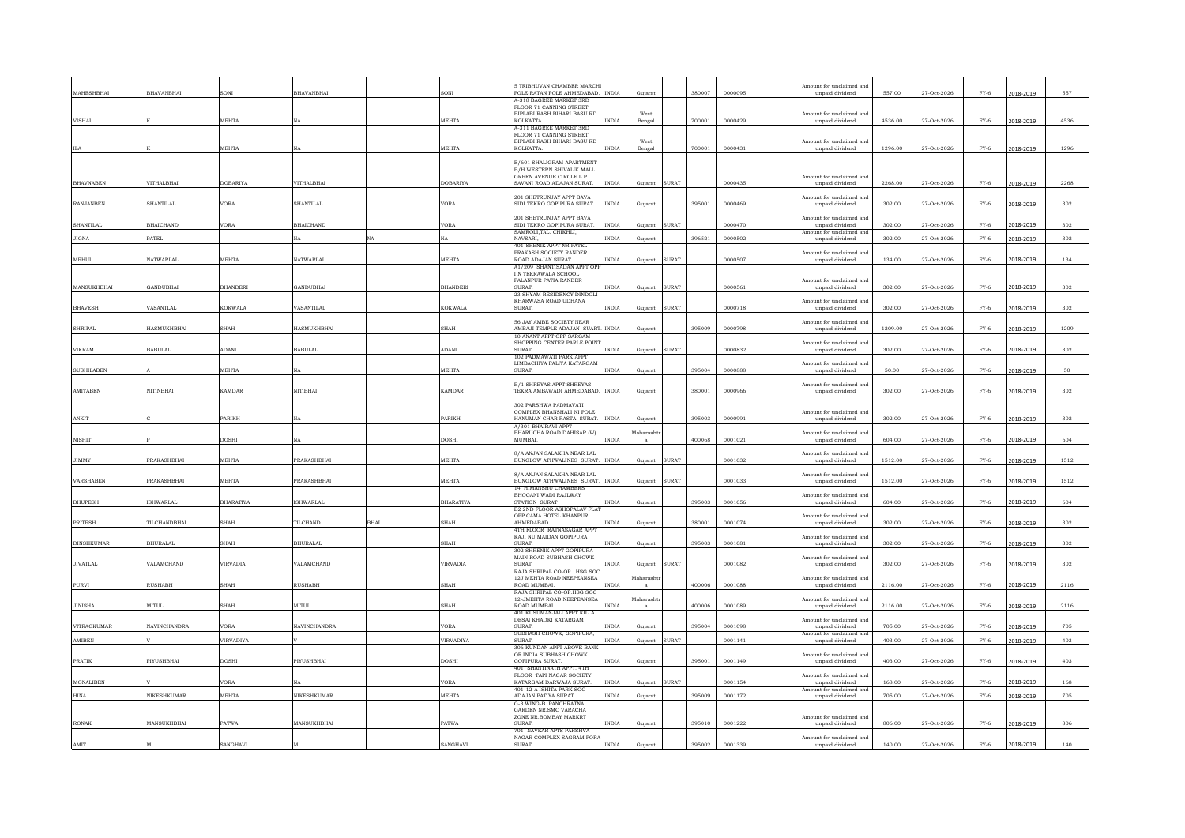| MAHESHBHAI | BHAVANBHAI | SONI | BHAVANBHAI | | SONI | 5 TRIBHUVAN CHAMBER MARCHI POLE RATAN POLE AHMEDABAD. | INDIA | Gujarat | | 380007 | 0000095 | | Amount for unclaimed and unpaid dividend | 557.00 | 27-Oct-2026 | FY-6 | 2018-2019 | 557 |
|---|---|---|---|---|---|---|---|---|---|---|---|---|---|---|---|---|---|---|
| VISHAL | K | MEHTA | NA | | MEHTA | A-318 BAGREE MARKET 3RD FLOOR 71 CANNING STREET BIPLABI RASH BIHARI BASU RD KOLKATTA. | INDIA | West Bengal | | 700001 | 0000429 | | Amount for unclaimed and unpaid dividend | 4536.00 | 27-Oct-2026 | FY-6 | 2018-2019 | 4536 |
| ILA | K | MEHTA | NA | | MEHTA | A-311 BAGREE MARKET 3RD FLOOR 71 CANNING STREET BIPLABI RASH BIHARI BASU RD KOLKATTA. | INDIA | West Bengal | | 700001 | 0000431 | | Amount for unclaimed and unpaid dividend | 1296.00 | 27-Oct-2026 | FY-6 | 2018-2019 | 1296 |
| BHAVNABEN | VITHALBHAI | DOBARIYA | VITHALBHAI | | DOBARIYA | E/601 SHALIGRAM APARTMENT B/H WESTERN SHIVALIK MALL GREEN AVENUE CIRCLE L P SAVANI ROAD ADAJAN SURAT. | INDIA | Gujarat | SURAT | | 0000435 | | Amount for unclaimed and unpaid dividend | 2268.00 | 27-Oct-2026 | FY-6 | 2018-2019 | 2268 |
| RANJANBEN | SHANTILAL | VORA | SHANTILAL | | VORA | 201 SHETRUNJAY APPT BAVA SIDI TEKRO GOPIPURA SURAT. | INDIA | Gujarat | | 395001 | 0000469 | | Amount for unclaimed and unpaid dividend | 302.00 | 27-Oct-2026 | FY-6 | 2018-2019 | 302 |
| SHANTILAL | BHAICHAND | VORA | BHAICHAND | | VORA | 201 SHETRUNJAY APPT BAVA SIDI TEKRO GOPIPURA SURAT. | INDIA | Gujarat | SURAT | | 0000470 | | Amount for unclaimed and unpaid dividend | 302.00 | 27-Oct-2026 | FY-6 | 2018-2019 | 302 |
| JIGNA | PATEL | | NA | NA | NA | SAMROLI,TAL. CHIKHLI, NAVSARI, | INDIA | Gujarat | | 396521 | 0000502 | | Amount for unclaimed and unpaid dividend | 302.00 | 27-Oct-2026 | FY-6 | 2018-2019 | 302 |
| MEHUL | NATWARLAL | MEHTA | NATWARLAL | | MEHTA | 401-SHENIK APPT NR.PATEL PRAKASH SOCIETY RANDER ROAD ADAJAN SURAT. | INDIA | Gujarat | SURAT | | 0000507 | | Amount for unclaimed and unpaid dividend | 134.00 | 27-Oct-2026 | FY-6 | 2018-2019 | 134 |
| MANSUKHBHAI | GANDUBHAI | BHANDERI | GANDUBHAI | | BHANDERI | A1/209 SHANTISADAN APPT OPP I N TEKRAWALA SCHOOL PALANPUR PATIA RANDER SURAT. | INDIA | Gujarat | SURAT | | 0000561 | | Amount for unclaimed and unpaid dividend | 302.00 | 27-Oct-2026 | FY-6 | 2018-2019 | 302 |
| BHAVESH | VASANTLAL | KOKWALA | VASANTILAL | | KOKWALA | 23 SHYAM RESIDENCY DINDOLI KHARWASA ROAD UDHANA SURAT. | INDIA | Gujarat | SURAT | | 0000718 | | Amount for unclaimed and unpaid dividend | 302.00 | 27-Oct-2026 | FY-6 | 2018-2019 | 302 |
| SHRIPAL | HASMUKHBHAI | SHAH | HASMUKHBHAI | | SHAH | 56 JAY AMBE SOCIETY NEAR AMBAJI TEMPLE ADAJAN SUART. | INDIA | Gujarat | | 395009 | 0000798 | | Amount for unclaimed and unpaid dividend | 1209.00 | 27-Oct-2026 | FY-6 | 2018-2019 | 1209 |
| VIKRAM | BABULAL | ADANI | BABULAL | | ADANI | 10 ANANT APPT OPP SARGAM SHOPPING CENTER PARLE POINT SURAT. | INDIA | Gujarat | SURAT | | 0000832 | | Amount for unclaimed and unpaid dividend | 302.00 | 27-Oct-2026 | FY-6 | 2018-2019 | 302 |
| SUSHILABEN | A | MEHTA | NA | | MEHTA | 102 PADMAWATI PARK APPT LIMBACHIYA FALIYA KATARGAM SURAT. | INDIA | Gujarat | | 395004 | 0000888 | | Amount for unclaimed and unpaid dividend | 50.00 | 27-Oct-2026 | FY-6 | 2018-2019 | 50 |
| AMITABEN | NITINBHAI | KAMDAR | NITIBHAI | | KAMDAR | B/1 SHREYAS APPT SHREYAS TEKRA AMBAWADI AHMEDABAD. | INDIA | Gujarat | | 380001 | 0000966 | | Amount for unclaimed and unpaid dividend | 302.00 | 27-Oct-2026 | FY-6 | 2018-2019 | 302 |
| ANKIT | C | PARIKH | NA | | PARIKH | 302 PARSHWA PADMAVATI COMPLEX BHANSHALI NI POLE HANUMAN CHAR RASTA SURAT. | INDIA | Gujarat | | 395003 | 0000991 | | Amount for unclaimed and unpaid dividend | 302.00 | 27-Oct-2026 | FY-6 | 2018-2019 | 302 |
| NISHIT | P | DOSHI | NA | | DOSHI | A/301 BHAIRAVI APPT BHARUCHA ROAD DAHISAR (W) MUMBAI. | INDIA | Maharashtra | | 400068 | 0001021 | | Amount for unclaimed and unpaid dividend | 604.00 | 27-Oct-2026 | FY-6 | 2018-2019 | 604 |
| JIMMY | PRAKASHBHAI | MEHTA | PRAKASHBHAI | | MEHTA | 8/A ANJAN SALAKHA NEAR LAL BUNGLOW ATHWALINES SURAT. | INDIA | Gujarat | SURAT | | 0001032 | | Amount for unclaimed and unpaid dividend | 1512.00 | 27-Oct-2026 | FY-6 | 2018-2019 | 1512 |
| VARSHABEN | PRAKASHBHAI | MEHTA | PRAKASHBHAI | | MEHTA | 8/A ANJAN SALAKHA NEAR LAL BUNGLOW ATHWALINES SURAT. | INDIA | Gujarat | SURAT | | 0001033 | | Amount for unclaimed and unpaid dividend | 1512.00 | 27-Oct-2026 | FY-6 | 2018-2019 | 1512 |
| BHUPESH | ISHWARLAL | BHARATIYA | ISHWARLAL | | BHARATIYA | 14 HIMANSHU CHAMBERS BHOGANI WADI RAJLWAY STATION SURAT | INDIA | Gujarat | | 395003 | 0001056 | | Amount for unclaimed and unpaid dividend | 604.00 | 27-Oct-2026 | FY-6 | 2018-2019 | 604 |
| PRITESH | TILCHANDBHAI | SHAH | TILCHAND | BHAI | SHAH | B2 2ND FLOOR ASHOPALAV FLAT OPP CAMA HOTEL KHANPUR AHMEDABAD. | INDIA | Gujarat | | 380001 | 0001074 | | Amount for unclaimed and unpaid dividend | 302.00 | 27-Oct-2026 | FY-6 | 2018-2019 | 302 |
| DINSHKUMAR | BHURALAL | SHAH | BHURALAL | | SHAH | 4TH FLOOR RATNASAGAR APPT KAJI NU MAIDAN GOPIPURA SURAT. | INDIA | Gujarat | | 395003 | 0001081 | | Amount for unclaimed and unpaid dividend | 302.00 | 27-Oct-2026 | FY-6 | 2018-2019 | 302 |
| JIVATLAL | VALAMCHAND | VIRVADIA | VALAMCHAND | | VIRVADIA | 302 SHRENIK APPT GOPIPURA MAIN ROAD SUBHASH CHOWK SURAT | INDIA | Gujarat | SURAT | | 0001082 | | Amount for unclaimed and unpaid dividend | 302.00 | 27-Oct-2026 | FY-6 | 2018-2019 | 302 |
| PURVI | RUSHABH | SHAH | RUSHABH | | SHAH | RAJA SHRIPAL CO-OP . HSG SOC 12J MEHTA ROAD NEEPEANSEA ROAD MUMBAI. | INDIA | Maharashtra | | 400006 | 0001088 | | Amount for unclaimed and unpaid dividend | 2116.00 | 27-Oct-2026 | FY-6 | 2018-2019 | 2116 |
| JINISHA | MITUL | SHAH | MITUL | | SHAH | RAJA SHRIPAL CO-OP.HSG SOC 12-JMEHTA ROAD NEEPEANSEA ROAD MUMBAI. | INDIA | Maharashtra | | 400006 | 0001089 | | Amount for unclaimed and unpaid dividend | 2116.00 | 27-Oct-2026 | FY-6 | 2018-2019 | 2116 |
| VITRAGKUMAR | NAVINCHANDRA | VORA | NAVINCHANDRA | | VORA | 401 KUSUMANJALI APPT KILLA DESAI KHADKI KATARGAM SURAT. | INDIA | Gujarat | | 395004 | 0001098 | | Amount for unclaimed and unpaid dividend | 705.00 | 27-Oct-2026 | FY-6 | 2018-2019 | 705 |
| AMIBEN | V | VIRVADIYA | V | | VIRVADIYA | SUBHASH CHOWK, GOPIPURA, SURAT. | INDIA | Gujarat | SURAT | | 0001141 | | Amount for unclaimed and unpaid dividend | 403.00 | 27-Oct-2026 | FY-6 | 2018-2019 | 403 |
| PRATIK | PIYUSHBHAI | DOSHI | PIYUSHBHAI | | DOSHI | 306 KUNDAN APPT ABOVE BANK OF INDIA SUBHASH CHOWK GOPIPURA SURAT. | INDIA | Gujarat | | 395001 | 0001149 | | Amount for unclaimed and unpaid dividend | 403.00 | 27-Oct-2026 | FY-6 | 2018-2019 | 403 |
| MONALIBEN | V | VORA | NA | | VORA | 401 SHANTINATH APPT. 4TH FLOOR TAPI NAGAR SOCIETY KATARGAM DARWAJA SURAT. | INDIA | Gujarat | SURAT | | 0001154 | | Amount for unclaimed and unpaid dividend | 168.00 | 27-Oct-2026 | FY-6 | 2018-2019 | 168 |
| HINA | NIKESHKUMAR | MEHTA | NIKESHKUMAR | | MEHTA | 401-12-A ISHITA PARK SOC ADAJAN PATIYA SURAT | INDIA | Gujarat | | 395009 | 0001172 | | Amount for unclaimed and unpaid dividend | 705.00 | 27-Oct-2026 | FY-6 | 2018-2019 | 705 |
| RONAK | MANSUKHBHAI | PATWA | MANSUKHBHAI | | PATWA | G-3 WING-B PANCHRATNA GARDEN NR.SMC VARACHA ZONE NR.BOMBAY MARKRT SURAT. | INDIA | Gujarat | | 395010 | 0001222 | | Amount for unclaimed and unpaid dividend | 806.00 | 27-Oct-2026 | FY-6 | 2018-2019 | 806 |
| AMIT | M | SANGHAVI | M | | SANGHAVI | 701 NAVKAR APTS PARSHVA NAGAR COMPLEX SAGRAM PORA SURAT | INDIA | Gujarat | | 395002 | 0001339 | | Amount for unclaimed and unpaid dividend | 140.00 | 27-Oct-2026 | FY-6 | 2018-2019 | 140 |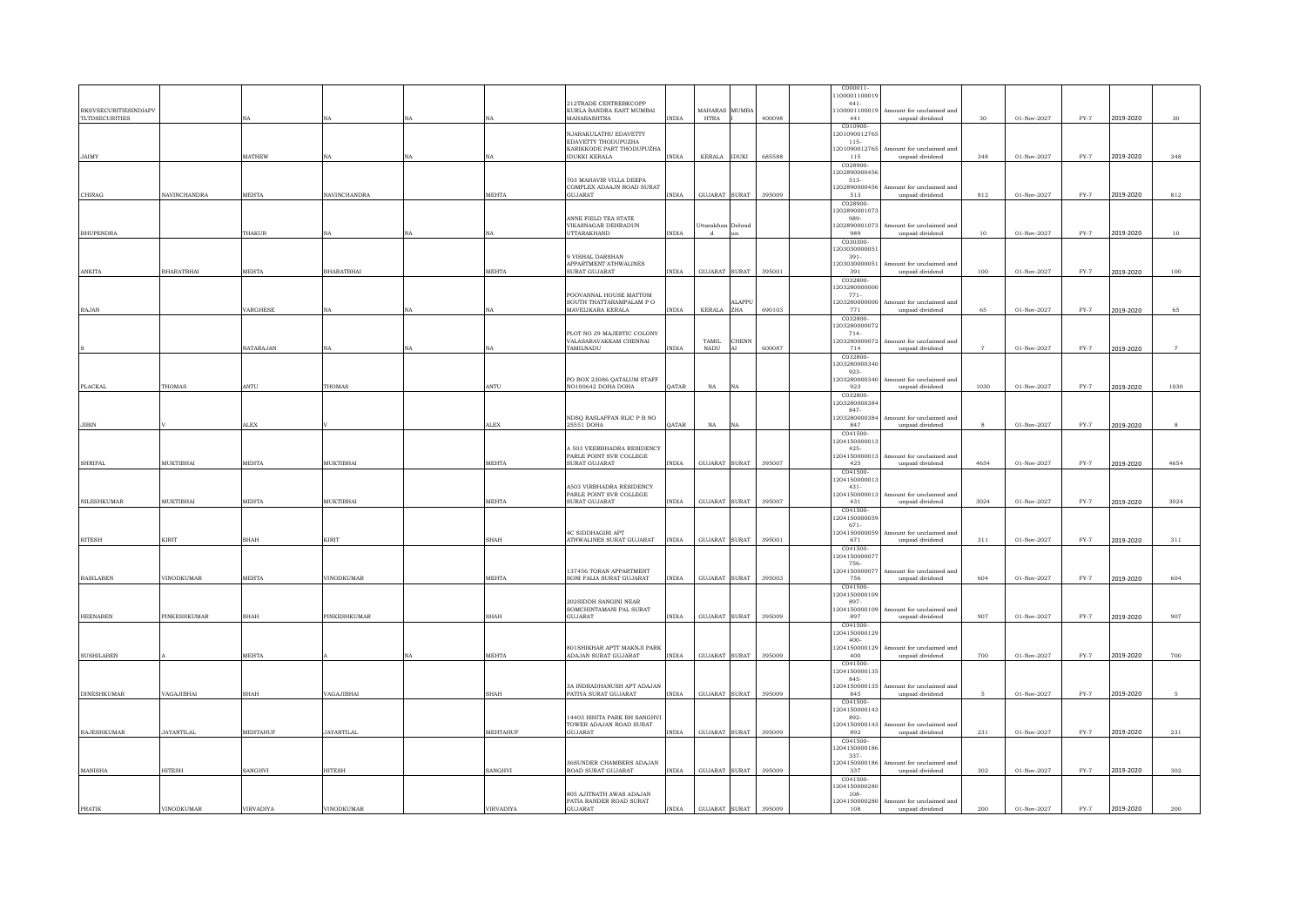| | | | | | | | | | | | | | | | | | | |
|---|---|---|---|---|---|---|---|---|---|---|---|---|---|---|---|---|---|---|
| RKSVSECURITIESINDIAPV TLTDSECURITIES | | NA | NA | NA | NA | 212TRADE CENTREBKCOPP KURLA BANDRA EAST MUMBAI MAHARASHTRA | INDIA | MAHARAS HTRA | MUMBA I | 400098 | | C000011-1100001100019 441-1100001100019 441 | Amount for unclaimed and unpaid dividend | 30 | 01-Nov-2027 | FY-7 | 2019-2020 | 30 |
| JAIMY | | MATHEW | NA | NA | NA | NJARAKULATHU EDAVETTY EDAVETTY THODUPUZHA KARIKKODE PART THODUPUZHA IDUKKI KERALA | INDIA | KERALA | IDUKI | 685588 | | C010900-1201090012765 115-1201090012765 115 | Amount for unclaimed and unpaid dividend | 348 | 01-Nov-2027 | FY-7 | 2019-2020 | 348 |
| CHIRAG | NAVINCHANDRA | MEHTA | NAVINCHANDRA | | MEHTA | 703 MAHAVIR VILLA DEEPA COMPLEX ADAAJN ROAD SURAT GUJARAT | INDIA | GUJARAT | SURAT | 395009 | | C028900-1202890000456 513-1202890000456 513 | Amount for unclaimed and unpaid dividend | 812 | 01-Nov-2027 | FY-7 | 2019-2020 | 812 |
| BHUPENDRA | | THAKUR | NA | NA | NA | ANNE FIELD TEA STATE VIKASNAGAR DEHRADUN UTTARAKHAND | INDIA | Uttarakhan d | Dehrad un | | | C028900-1202890001073 989-1202890001073 989 | Amount for unclaimed and unpaid dividend | 10 | 01-Nov-2027 | FY-7 | 2019-2020 | 10 |
| ANKITA | BHARATBHAI | MEHTA | BHARATBHAI | | MEHTA | 9 VISHAL DARSHAN APPARTMENT ATHWALINES SURAT GUJARAT | INDIA | GUJARAT | SURAT | 395001 | | C030300-1203030000051 391-1203030000051 391 | Amount for unclaimed and unpaid dividend | 100 | 01-Nov-2027 | FY-7 | 2019-2020 | 100 |
| RAJAN | | VARGHESE | NA | NA | NA | POOVANNAL HOUSE MATTOM SOUTH THATTARAMPALAM P O MAVELIKARA KERALA | INDIA | KERALA | ALAPPU ZHA | 690103 | | C032800-1203280000000 771-1203280000000 771 | Amount for unclaimed and unpaid dividend | 65 | 01-Nov-2027 | FY-7 | 2019-2020 | 65 |
| S | | NATARAJAN | NA | NA | NA | PLOT NO 29 MAJESTIC COLONY VALASARAVAKKAM CHENNAI TAMILNADU | INDIA | TAMIL NADU | CHENN AI | 600087 | | C032800-1203280000072 714-1203280000072 714 | Amount for unclaimed and unpaid dividend | 7 | 01-Nov-2027 | FY-7 | 2019-2020 | 7 |
| PLACKAL | THOMAS | ANTU | THOMAS | | ANTU | PO BOX 23086 QATALUM STAFF NO100642 DOHA DOHA | QATAR | NA | NA | | | C032800-1203280000340 923-1203280000340 923 | Amount for unclaimed and unpaid dividend | 1030 | 01-Nov-2027 | FY-7 | 2019-2020 | 1030 |
| JIBIN | V | ALEX | V | | ALEX | NDSQ RASLAFFAN RLIC P B NO 25551 DOHA | QATAR | NA | NA | | | C032800-1203280000384 847-1203280000384 847 | Amount for unclaimed and unpaid dividend | 8 | 01-Nov-2027 | FY-7 | 2019-2020 | 8 |
| SHRIPAL | MUKTIBHAI | MEHTA | MUKTIBHAI | | MEHTA | A 503 VEERBHADRA RESIDENCY PARLE POINT SVR COLLEGE SURAT GUJARAT | INDIA | GUJARAT | SURAT | 395007 | | C041500-1204150000013 425-1204150000013 425 | Amount for unclaimed and unpaid dividend | 4654 | 01-Nov-2027 | FY-7 | 2019-2020 | 4654 |
| NILESHKUMAR | MUKTIBHAI | MEHTA | MUKTIBHAI | | MEHTA | A503 VIRBHADRA RESIDENCY PARLE POINT SVR COLLEGE SURAT GUJARAT | INDIA | GUJARAT | SURAT | 395007 | | C041500-1204150000013 431-1204150000013 431 | Amount for unclaimed and unpaid dividend | 3024 | 01-Nov-2027 | FY-7 | 2019-2020 | 3024 |
| RITESH | KIRIT | SHAH | KIRIT | | SHAH | 4C SIDDHAGIRI APT ATHWALINES SURAT GUJARAT | INDIA | GUJARAT | SURAT | 395001 | | C041500-1204150000059 671-1204150000059 671 | Amount for unclaimed and unpaid dividend | 311 | 01-Nov-2027 | FY-7 | 2019-2020 | 311 |
| RASILABEN | VINODKUMAR | MEHTA | VINODKUMAR | | MEHTA | 137456 TORAN APPARTMENT SONI FALIA SURAT GUJARAT | INDIA | GUJARAT | SURAT | 395003 | | C041500-1204150000077 756-1204150000077 756 | Amount for unclaimed and unpaid dividend | 604 | 01-Nov-2027 | FY-7 | 2019-2020 | 604 |
| HEENABEN | PINKESHKUMAR | SHAH | PINKESHKUMAR | | SHAH | 202SIDDH SANGINI NEAR SOMCHINTAMANI PAL SURAT GUJARAT | INDIA | GUJARAT | SURAT | 395009 | | C041500-1204150000109 897-1204150000109 897 | Amount for unclaimed and unpaid dividend | 907 | 01-Nov-2027 | FY-7 | 2019-2020 | 907 |
| SUSHILABEN | A | MEHTA | A | NA | MEHTA | 801SHIKHAR APTT MAKNJI PARK ADAJAN SURAT GUJARAT | INDIA | GUJARAT | SURAT | 395009 | | C041500-1204150000129 400-1204150000129 400 | Amount for unclaimed and unpaid dividend | 700 | 01-Nov-2027 | FY-7 | 2019-2020 | 700 |
| DINESHKUMAR | VAGAJIBHAI | SHAH | VAGAJIBHAI | | SHAH | 3A INDRADHANUSH APT ADAJAN PATIYA SURAT GUJARAT | INDIA | GUJARAT | SURAT | 395009 | | C041500-1204150000135 845-1204150000135 845 | Amount for unclaimed and unpaid dividend | 5 | 01-Nov-2027 | FY-7 | 2019-2020 | 5 |
| RAJESHKUMAR | JAYANTILAL | MEHTAHUF | JAYANTILAL | | MEHTAHUF | 14403 ISHITA PARK BH SANGHVI TOWER ADAJAN ROAD SURAT GUJARAT | INDIA | GUJARAT | SURAT | 395009 | | C041500-1204150000143 892-1204150000143 892 | Amount for unclaimed and unpaid dividend | 231 | 01-Nov-2027 | FY-7 | 2019-2020 | 231 |
| MANISHA | HITESH | SANGHVI | HITESH | | SANGHVI | 36SUNDER CHAMBERS ADAJAN ROAD SURAT GUJARAT | INDIA | GUJARAT | SURAT | 395009 | | C041500-1204150000186 337-1204150000186 337 | Amount for unclaimed and unpaid dividend | 302 | 01-Nov-2027 | FY-7 | 2019-2020 | 302 |
| PRATIK | VINODKUMAR | VIRVADIYA | VINODKUMAR | | VIRVADIYA | 805 AJITNATH AWAS ADAJAN PATIA RANDER ROAD SURAT GUJARAT | INDIA | GUJARAT | SURAT | 395009 | | C041500-1204150000280 108-1204150000280 108 | Amount for unclaimed and unpaid dividend | 200 | 01-Nov-2027 | FY-7 | 2019-2020 | 200 |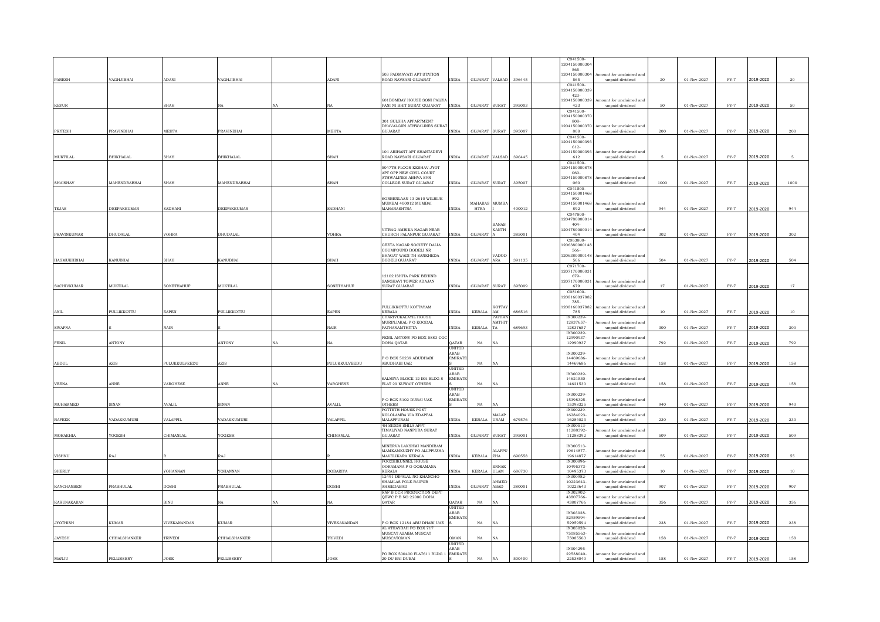| PARESH | VAGHJIBHAI | ADANI | VAGHJIBHAI | | ADANI | 503 PADMAVATI APT STATION ROAD NAVSARI GUJARAT | INDIA | GUJARAT | VALSAD | 396445 | | C041500-1204150000304565-1204150000304565 | Amount for unclaimed and unpaid dividend | 20 | 01-Nov-2027 | FY-7 | 2019-2020 | 20 |
|---|---|---|---|---|---|---|---|---|---|---|---|---|---|---|---|---|---|---|
| KEYUR | | SHAH | NA | NA | NA | 601BOMBAY HOUSE SONI FALIYA PANI NI BHIT SURAT GUJARAT | INDIA | GUJARAT | SURAT | 395003 | | C041500-1204150000339423-1204150000339423 | Amount for unclaimed and unpaid dividend | 50 | 01-Nov-2027 | FY-7 | 2019-2020 | 50 |
| PRITESH | PRAVINBHAI | MEHTA | PRAVINBHAI | | MEHTA | 301 SULSHA APPARTMENT DHAVALGIRI ATHWALINES SURAT GUJARAT | INDIA | GUJARAT | SURAT | 395007 | | C041500-1204150000370808-1204150000370808 | Amount for unclaimed and unpaid dividend | 200 | 01-Nov-2027 | FY-7 | 2019-2020 | 200 |
| MUKTILAL | BHIKHALAL | SHAH | BHIKHALAL | | SHAH | 104 ARIHANT APT SHANTADEVI ROAD NAVSARI GUJARAT | INDIA | GUJARAT | VALSAD | 396445 | | C041500-1204150000393612-1204150000393612 | Amount for unclaimed and unpaid dividend | 5 | 01-Nov-2027 | FY-7 | 2019-2020 | 5 |
| SHAISHAV | MAHENDRABHAI | SHAH | MAHENDRABHAI | | SHAH | 5047TH FLOOR KESHAV JYOT APT OPP NEW CIVIL COURT ATHWALINES ABHVA SVR COLLEGE SURAT GUJARAT | INDIA | GUJARAT | SURAT | 395007 | | C041500-1204150000878060-1204150000878060 | Amount for unclaimed and unpaid dividend | 1000 | 01-Nov-2027 | FY-7 | 2019-2020 | 1000 |
| TEJAS | DEEPAKKUMAR | SADHANI | DEEPAKKUMAR | | SADHANI | SORBENLAAN 13 2610 WILRIJK MUMBAI 400012 MUMBAI MAHARASHTRA | INDIA | MAHARASHTRA | MUMBAI | 400012 | | C041500-1204150001468892-1204150001468892 | Amount for unclaimed and unpaid dividend | 944 | 01-Nov-2027 | FY-7 | 2019-2020 | 944 |
| PRAVINKUMAR | DHUDALAL | VOHRA | DHUDALAL | | VOHRA | VITRAG AMBIKA NAGAR NEAR CHURCH PALANPUR GUJARAT | INDIA | GUJARAT | BANASKANTHA | 385001 | | C047800-1204780000014404-1204780000014404 | Amount for unclaimed and unpaid dividend | 302 | 01-Nov-2027 | FY-7 | 2019-2020 | 302 |
| HASMUKHBHAI | KANUBHAI | SHAH | KANUBHAI | | SHAH | GEETA NAGAR SOCIETY DALIA COUMPOUND BODELI NR BHAGAT WADI TH SANKHEDA BODELI GUJARAT | INDIA | GUJARAT | VADODARA | 391135 | | C063800-1206380000148566-1206380000148566 | Amount for unclaimed and unpaid dividend | 504 | 01-Nov-2027 | FY-7 | 2019-2020 | 504 |
| SACHIVKUMAR | MUKTILAL | SONETHAHUF | MUKTILAL | | SONETHAHUF | 12102 ISHITA PARK BEHIND SANGHAVI TOWER ADAJAN SURAT GUJARAT | INDIA | GUJARAT | SURAT | 395009 | | C071700-1207170000031679-1207170000031679 | Amount for unclaimed and unpaid dividend | 17 | 01-Nov-2027 | FY-7 | 2019-2020 | 17 |
| ANIL | PULLIKKOTTU | EAPEN | PULLIKKOTTU | | EAPEN | PULLIKKOTTU KOTTAYAM KERALA | INDIA | KERALA | KOTTAYAM | 686516 | | C081600-1208160037882785-1208160037882785 | Amount for unclaimed and unpaid dividend | 10 | 01-Nov-2027 | FY-7 | 2019-2020 | 10 |
| SWAPNA | S | NAIR | S | | NAIR | CHARIVUKALAYIL HOUSE MURINJAKAL P O KOODAL PATHANAMTHITTA | INDIA | KERALA | PATHANAMTHITTA | 689693 | | IN300239-12837657-12837657 | Amount for unclaimed and unpaid dividend | 300 | 01-Nov-2027 | FY-7 | 2019-2020 | 300 |
| FENIL | ANTONY | | ANTONY | NA | NA | FENIL ANTONY PO BOX 5883 CGC DOHA QATAR | QATAR | NA | NA | | | IN300239-12990937-12990937 | Amount for unclaimed and unpaid dividend | 792 | 01-Nov-2027 | FY-7 | 2019-2020 | 792 |
| ABDUL | AZIS | PULUKKULVEEDU | AZIS | | PULUKKULVEEDU | P O BOX 50239 ABUDHABI ABUDHABI UAE | UNITED ARAB EMIRATES | NA | NA | | | IN300239-14469686-14469686 | Amount for unclaimed and unpaid dividend | 158 | 01-Nov-2027 | FY-7 | 2019-2020 | 158 |
| VEENA | ANNE | VARGHESE | ANNE | NA | VARGHESE | SALMIYA BLOCK 12 ISA BLDG 8 FLAT 29 KUWAIT OTHERS | UNITED ARAB EMIRATES | NA | NA | | | IN300239-14621530-14621530 | Amount for unclaimed and unpaid dividend | 158 | 01-Nov-2027 | FY-7 | 2019-2020 | 158 |
| MUHAMMED | SINAN | AVALIL | SINAN | | AVALIL | P O BOX 5102 DUBAI UAE OTHERS | UNITED ARAB EMIRATES | NA | NA | | | IN300239-15398325-15398325 | Amount for unclaimed and unpaid dividend | 940 | 01-Nov-2027 | FY-7 | 2019-2020 | 940 |
| RAFEEK | VADAKKUMURI | VALAPPIL | VADAKKUMURI | | VALAPPIL | POTTETH HOUSE POST KOLOLAMBA VIA EDAPPAL MALAPPURAM | INDIA | KERALA | MALAPPURAM | 679576 | | IN300239-16284023-16284023 | Amount for unclaimed and unpaid dividend | 230 | 01-Nov-2027 | FY-7 | 2019-2020 | 230 |
| MORAKHIA | YOGESH | CHIMANLAL | YOGESH | | CHIMANLAL | 4H SIDDH SHILA APPT TIMALIYAD NANPURA SURAT GUJARAT | INDIA | GUJARAT | SURAT | 395001 | | IN300513-11288392-11288392 | Amount for unclaimed and unpaid dividend | 509 | 01-Nov-2027 | FY-7 | 2019-2020 | 509 |
| VISHNU | RAJ | R | RAJ | | R | MINERVA LAKSHMI MANDIRAM MAMKAMKUZHY PO ALLPPUZHA MAVELIKARA KERALA | INDIA | KERALA | ALAPPUZHA | 690558 | | IN300513-19614877-19614877 | Amount for unclaimed and unpaid dividend | 55 | 01-Nov-2027 | FY-7 | 2019-2020 | 55 |
| SHERLY | | YOHANNAN | YOHANNAN | | DOBARIYA | POOZHIKUNNEL HOUSE OORAMANA P O OORAMANA KERALA | INDIA | KERALA | ERNAKULAM | 686730 | | IN300896-10495373-10495373 | Amount for unclaimed and unpaid dividend | 10 | 01-Nov-2027 | FY-7 | 2019-2020 | 10 |
| KANCHANBEN | PRABHULAL | DOSHI | PRABHULAL | | DOSHI | 12491 DIPALAL NO KHANCHO SHAMLAS POLE RAIPUR AHMEDABAD | INDIA | GUJARAT | AHMEDABAD | 380001 | | IN300982-10223643-10223643 | Amount for unclaimed and unpaid dividend | 907 | 01-Nov-2027 | FY-7 | 2019-2020 | 907 |
| KARUNAKARAN | | BINU | NA | NA | NA | RAF B CCR PRODUCTION DEPT QEWC P B NO 22080 DOHA QATAR | QATAR | NA | NA | | | IN302902-43807766-43807766 | Amount for unclaimed and unpaid dividend | 356 | 01-Nov-2027 | FY-7 | 2019-2020 | 356 |
| JYOTHISH | KUMAR | VIVEKANANDAN | KUMAR | | VIVEKANANDAN | P O BOX 12184 ABU DHABI UAE | UNITED ARAB EMIRATES | NA | NA | | | IN303028-52959594-52959594 | Amount for unclaimed and unpaid dividend | 238 | 01-Nov-2027 | FY-7 | 2019-2020 | 238 |
| JAYESH | CHHALSHANKER | TRIVEDI | CHHALSHANKER | | TRIVEDI | AL ATHAYBAH PO BOX 717 MUSCAT AZAIBA MUSCAT MUSCATOMAN | OMAN | NA | NA | | | IN303028-75085563-75085563 | Amount for unclaimed and unpaid dividend | 158 | 01-Nov-2027 | FY-7 | 2019-2020 | 158 |
| MANJU | PELLISSERY | JOSE | PELLISSERY | | JOSE | PO BOX 500400 FLAT611 BLDG 1 20 DU BAI DUBAI | UNITED ARAB EMIRATES | NA | NA | 500400 | | IN304295-22538040-22538040 | Amount for unclaimed and unpaid dividend | 158 | 01-Nov-2027 | FY-7 | 2019-2020 | 158 |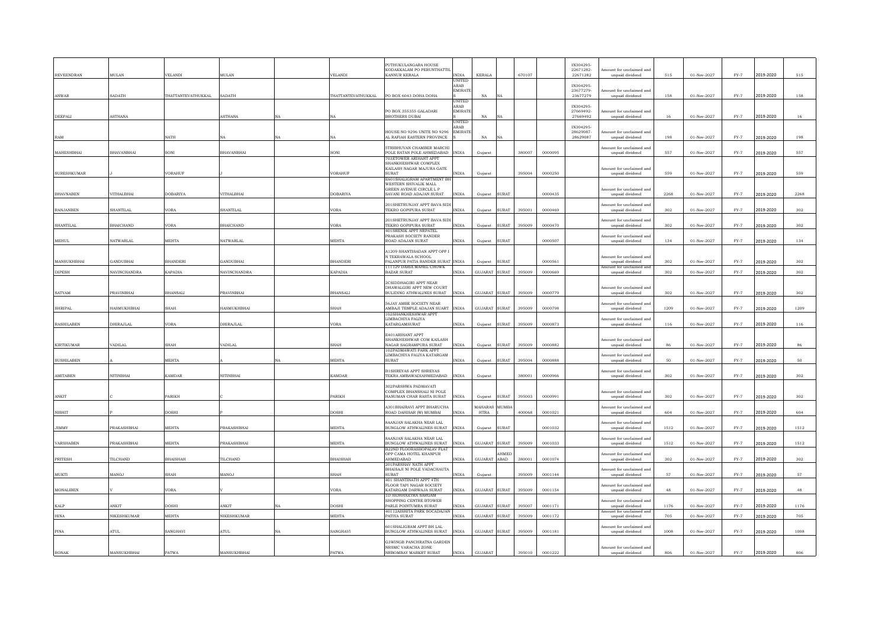| REVEENDRAN | MULAN | VELANDI | MULAN | | VELANDI | PUTHUKULANGARA HOUSE KODAKKALAM PO PERUNTHATTIL KANNUR KERALA | INDIA | KERALA | | 670107 | | IN304295-22671282-22671282 | Amount for unclaimed and unpaid dividend | 515 | 01-Nov-2027 | FY-7 | 2019-2020 | 515 |
|---|---|---|---|---|---|---|---|---|---|---|---|---|---|---|---|---|---|---|
| ANWAR | SADATH | THATTANTEVATHUKKAL | SADATH | | THATTANTEVATHUKKAL | PO BOX 6043 DOHA DOHA | UNITED ARAB EMIRATES | NA | NA | | | IN304295-23677279-23677279 | Amount for unclaimed and unpaid dividend | 158 | 01-Nov-2027 | FY-7 | 2019-2020 | 158 |
| DEEPALI | ASTHANA | | ASTHANA | NA | NA | PO BOX 355355 GALADARI BROTHERS DUBAI | UNITED ARAB EMIRATES | NA | NA | | | IN304295-27669492-27669492 | Amount for unclaimed and unpaid dividend | 16 | 01-Nov-2027 | FY-7 | 2019-2020 | 16 |
| RAM | | NATH | NA | NA | NA | HOUSE NO 9296 UNITE NO 9296 AL RAFIAH EASTERN PROVINCE | UNITED ARAB EMIRATES | NA | NA | | | IN304295-28629087-28629087 | Amount for unclaimed and unpaid dividend | 198 | 01-Nov-2027 | FY-7 | 2019-2020 | 198 |
| MAHESHBHAI | BHAVANBHAI | SONI | BHAVANBHAI | | SONI | 5TRIBHUVAN CHAMBER MARCHI POLE RATAN POLE AHMEDABAD | INDIA | Gujarat | | 380007 | 0000095 | | Amount for unclaimed and unpaid dividend | 557 | 01-Nov-2027 | FY-7 | 2019-2020 | 557 |
| SURESHKUMAR | J | VORAHUF | J | | VORAHUF | 703ETOWER ARIHANT APPT SHANKHESHWAR COMPLEX KAILASH NAGAR MAJURA GATE SURAT | INDIA | Gujarat | | 395004 | 0000250 | | Amount for unclaimed and unpaid dividend | 559 | 01-Nov-2027 | FY-7 | 2019-2020 | 559 |
| BHAVNABEN | VITHALBHAI | DOBARIYA | VITHALBHAI | | DOBARIYA | E601SHALIGRAM APARTMENT BH WESTERN SHIVALIK MALL GREEN AVENUE CIRCLE L P SAVANI ROAD ADAJAN SURAT | INDIA | Gujarat | SURAT | | 0000435 | | Amount for unclaimed and unpaid dividend | 2268 | 01-Nov-2027 | FY-7 | 2019-2020 | 2268 |
| RANJANBEN | SHANTILAL | VORA | SHANTILAL | | VORA | 201SHETRUNJAY APPT BAVA SIDI TEKRO GOPIPURA SURAT | INDIA | Gujarat | SURAT | 395001 | 0000469 | | Amount for unclaimed and unpaid dividend | 302 | 01-Nov-2027 | FY-7 | 2019-2020 | 302 |
| SHANTILAL | BHAICHAND | VORA | BHAICHAND | | VORA | 201SHETRUNJAY APPT BAVA SIDI TEKRO GOPIPURA SURAT | INDIA | Gujarat | SURAT | 395009 | 0000470 | | Amount for unclaimed and unpaid dividend | 302 | 01-Nov-2027 | FY-7 | 2019-2020 | 302 |
| MEHUL | NATWARLAL | MEHTA | NATWARLAL | | MEHTA | 401SRENIK APPT NRPATEL PRAKASH SOCIETY RANDER ROAD ADAJAN SURAT | INDIA | Gujarat | SURAT | | 0000507 | | Amount for unclaimed and unpaid dividend | 134 | 01-Nov-2027 | FY-7 | 2019-2020 | 134 |
| MANSUKHBHAI | GANDUBHAI | BHANDERI | GANDUBHAI | | BHANDERI | A1209 SHANTISADAN APPT OPP I N TEKRAWALA SCHOOL PALANPUR PATIA RANDER SURAT | INDIA | Gujarat | SURAT | | 0000561 | | Amount for unclaimed and unpaid dividend | 302 | 01-Nov-2027 | FY-7 | 2019-2020 | 302 |
| DIPESH | NAVINCHANDRA | KAPADIA | NAVINCHANDRA | | KAPADIA | 11T129 DARIA MAHEL CHOWK BAZAR SURAT | INDIA | GUJARAT | SURAT | 395009 | 0000669 | | Amount for unclaimed and unpaid dividend | 302 | 01-Nov-2027 | FY-7 | 2019-2020 | 302 |
| SATYAM | PRAVINBHAI | BHANSALI | PRAVINBHAI | | BHANSALI | 2CSIDDHAGIRI APPT NEAR DHAWALGIRI APPT NEW COURT BULIDING ATHWALINES SURAT | INDIA | GUJARAT | SURAT | 395009 | 0000779 | | Amount for unclaimed and unpaid dividend | 302 | 01-Nov-2027 | FY-7 | 2019-2020 | 302 |
| SHRIPAL | HASMUKHBHAI | SHAH | HASMUKHBHAI | | SHAH | 56JAY AMBE SOCIETY NEAR AMBAJI TEMPLE ADAJAN SUART | INDIA | GUJARAT | SURAT | 395009 | 0000798 | | Amount for unclaimed and unpaid dividend | 1209 | 01-Nov-2027 | FY-7 | 2019-2020 | 1209 |
| RASHILABEN | DHIRAJLAL | VORA | DHIRAJLAL | | VORA | 102SHANKHESHWAR APPT LIMBACHIYA FALIYA KATARGAMSURAT | INDIA | Gujarat | SURAT | 395009 | 0000873 | | Amount for unclaimed and unpaid dividend | 116 | 01-Nov-2027 | FY-7 | 2019-2020 | 116 |
| KIRTIKUMAR | VADILAL | SHAH | VADILAL | | SHAH | E401ARIHANT APPT SHANKHESHWAR COM KAILASH NAGAR SAGRAMPURA SURAT | INDIA | Gujarat | SURAT | 395009 | 0000882 | | Amount for unclaimed and unpaid dividend | 86 | 01-Nov-2027 | FY-7 | 2019-2020 | 86 |
| SUSHILABEN | A | MEHTA | A | NA | MEHTA | 102PADMAWATI PARK APPT LIMBACHIYA FALIYA KATARGAM SURAT | INDIA | Gujarat | SURAT | 395004 | 0000888 | | Amount for unclaimed and unpaid dividend | 50 | 01-Nov-2027 | FY-7 | 2019-2020 | 50 |
| AMITABEN | NITINBHAI | KAMDAR | NITINBHAI | | KAMDAR | B1SHREYAS APPT SHREYAS TEKRA AMBAWADIAHMEDABAD | INDIA | Gujarat | | 380001 | 0000966 | | Amount for unclaimed and unpaid dividend | 302 | 01-Nov-2027 | FY-7 | 2019-2020 | 302 |
| ANKIT | C | PARIKH | C | | PARIKH | 302PARSHWA PADMAVATI COMPLEX BHANSHALI NI POLE HANUMAN CHAR RASTA SURAT | INDIA | Gujarat | SURAT | 395003 | 0000991 | | Amount for unclaimed and unpaid dividend | 302 | 01-Nov-2027 | FY-7 | 2019-2020 | 302 |
| NISHIT | P | DOSHI | P | | DOSHI | A301BHAIRAVI APPT BHARUCHA ROAD DAHISAR (W) MUMBAI | INDIA | MAHARASHTRA | MUMBAI | 400068 | 0001021 | | Amount for unclaimed and unpaid dividend | 604 | 01-Nov-2027 | FY-7 | 2019-2020 | 604 |
| JIMMY | PRAKASHBHAI | MEHTA | PRAKASHBHAI | | MEHTA | 8AANJAN SALAKHA NEAR LAL BUNGLOW ATHWALINES SURAT | INDIA | Gujarat | SURAT | | 0001032 | | Amount for unclaimed and unpaid dividend | 1512 | 01-Nov-2027 | FY-7 | 2019-2020 | 1512 |
| VARSHABEN | PRAKASHBHAI | MEHTA | PRAKASHBHAI | | MEHTA | 8AANJAN SALAKHA NEAR LAL BUNGLOW ATHWALINES SURAT | INDIA | GUJARAT | SURAT | 395009 | 0001033 | | Amount for unclaimed and unpaid dividend | 1512 | 01-Nov-2027 | FY-7 | 2019-2020 | 1512 |
| PRITESH | TILCHAND | BHAISHAH | TILCHAND | | BHAISHAH | B22ND FLOORASHOPALAV FLAT OPP CAMA HOTEL KHANPUR AHMEDABAD | INDIA | GUJARAT | AHMEDABAD | 380001 | 0001074 | | Amount for unclaimed and unpaid dividend | 302 | 01-Nov-2027 | FY-7 | 2019-2020 | 302 |
| MUKTI | MANOJ | SHAH | MANOJ | | SHAH | 201PARSHAV NATH APPT BHAISAJI NI POLE VADACHAUTA SURAT | INDIA | Gujarat | | 395009 | 0001144 | | Amount for unclaimed and unpaid dividend | 57 | 01-Nov-2027 | FY-7 | 2019-2020 | 57 |
| MONALIBEN | V | VORA | V | | VORA | 401 SHANTINATH APPT 4TH FLOOR TAPI NAGAR SOCIETY KATARGAM DARWAJA SURAT | INDIA | GUJARAT | SURAT | 395009 | 0001154 | | Amount for unclaimed and unpaid dividend | 48 | 01-Nov-2027 | FY-7 | 2019-2020 | 48 |
| KALP | ANKIT | DOSHI | ANKIT | NA | DOSHI | 1D SIDHKSETRA SARGAM SHOPPING CENTRE BTOWER PARLE POINTUMRA SURAT | INDIA | GUJARAT | SURAT | 395007 | 0001171 | | Amount for unclaimed and unpaid dividend | 1176 | 01-Nov-2027 | FY-7 | 2019-2020 | 1176 |
| HINA | NIKESHKUMAR | MEHTA | NIKESHKUMAR | | MEHTA | 40112AISHITA PARK SOCADAJAN PATIYA SURAT | INDIA | GUJARAT | SURAT | 395009 | 0001172 | | Amount for unclaimed and unpaid dividend | 705 | 01-Nov-2027 | FY-7 | 2019-2020 | 705 |
| PINA | ATUL | SANGHAVI | ATUL | NA | SANGHAVI | 601SHALIGRAM APPT BH LAL BUNGLOW ATHWALINES SURAT | INDIA | GUJARAT | SURAT | 395009 | 0001181 | | Amount for unclaimed and unpaid dividend | 1008 | 01-Nov-2027 | FY-7 | 2019-2020 | 1008 |
| RONAK | MANSUKHBHAI | PATWA | MANSUKHBHAI | | PATWA | G3WINGB PANCHRATNA GARDEN NRSMC VARACHA ZONE NRBOMBAY MARKRT SURAT | INDIA | GUJARAT | | 395010 | 0001222 | | Amount for unclaimed and unpaid dividend | 806 | 01-Nov-2027 | FY-7 | 2019-2020 | 806 |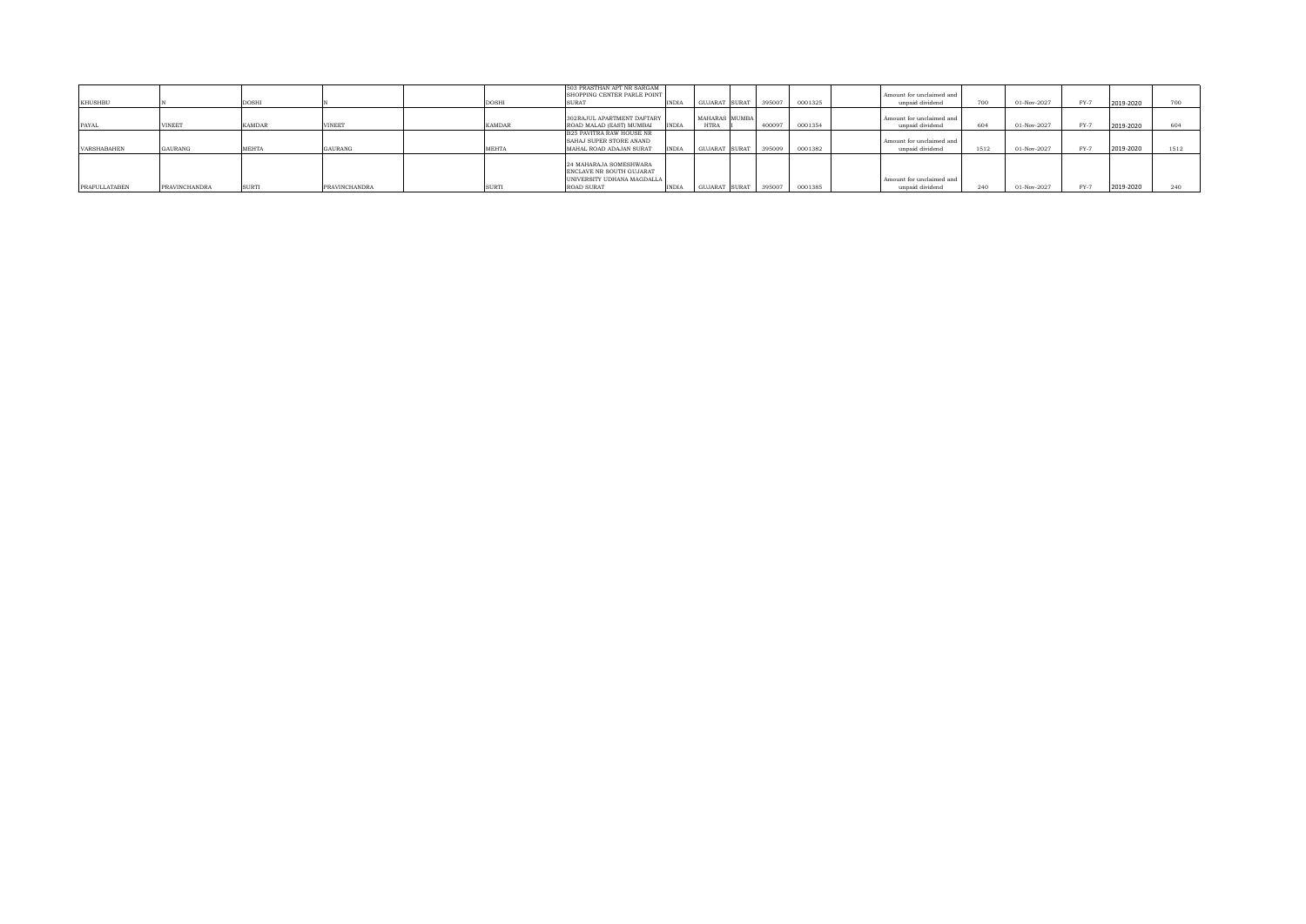| | | | | | | | | | | | | | | | | | | | |
|---|---|---|---|---|---|---|---|---|---|---|---|---|---|---|---|---|---|---|---|
| KHUSHBU | N | DOSHI | N | | DOSHI | 503 PRASTHAN APT NR SARGAM SHOPPING CENTER PARLE POINT SURAT | INDIA | GUJARAT | SURAT | 395007 | 0001325 | | Amount for unclaimed and unpaid dividend | 700 | 01-Nov-2027 | FY-7 | 2019-2020 | 700 |
| PAYAL | VINEET | KAMDAR | VINEET | | KAMDAR | 302RAJUL APARTMENT DAFTARY ROAD MALAD (EAST) MUMBAI | INDIA | MAHARAS HTRA | MUMBA I | 400097 | 0001354 | | Amount for unclaimed and unpaid dividend | 604 | 01-Nov-2027 | FY-7 | 2019-2020 | 604 |
| VARSHABAHEN | GAURANG | MEHTA | GAURANG | | MEHTA | B25 PAVITRA RAW HOUSE NR SAHAJ SUPER STORE ANAND MAHAL ROAD ADAJAN SURAT | INDIA | GUJARAT | SURAT | 395009 | 0001382 | | Amount for unclaimed and unpaid dividend | 1512 | 01-Nov-2027 | FY-7 | 2019-2020 | 1512 |
| PRAFULLATABEN | PRAVINCHANDRA | SURTI | PRAVINCHANDRA | | SURTI | 24 MAHARAJA SOMESHWARA ENCLAVE NR SOUTH GUJARAT UNIVERSITY UDHANA MAGDALLA ROAD SURAT | INDIA | GUJARAT | SURAT | 395007 | 0001385 | | Amount for unclaimed and unpaid dividend | 240 | 01-Nov-2027 | FY-7 | 2019-2020 | 240 |